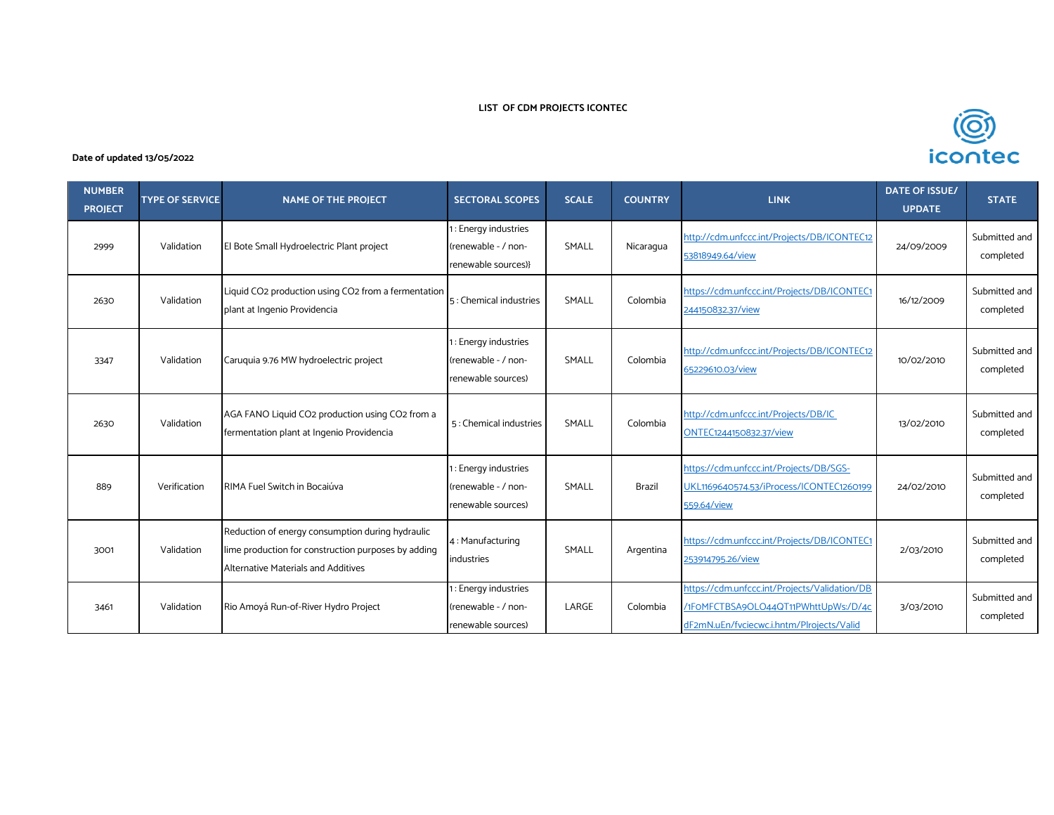**LIST OF CDM PROJECTS ICONTEC**

**Date of updated 13/05/2022**

| NUMBER PROJECT | TYPE OF SERVICE | NAME OF THE PROJECT | SECTORAL SCOPES | SCALE | COUNTRY | LINK | DATE OF ISSUE/ UPDATE | STATE |
|---|---|---|---|---|---|---|---|---|
| 2999 | Validation | El Bote Small Hydroelectric Plant project | 1 : Energy industries (renewable - / non-renewable sources)} | SMALL | Nicaragua | http://cdm.unfccc.int/Projects/DB/ICONTEC1253818949.64/view | 24/09/2009 | Submitted and completed |
| 2630 | Validation | Liquid CO2 production using CO2 from a fermentation plant at Ingenio Providencia | 5 : Chemical industries | SMALL | Colombia | https://cdm.unfccc.int/Projects/DB/ICONTEC1244150832.37/view | 16/12/2009 | Submitted and completed |
| 3347 | Validation | Caruquia 9.76 MW hydroelectric project | 1 : Energy industries (renewable - / non-renewable sources) | SMALL | Colombia | http://cdm.unfccc.int/Projects/DB/ICONTEC1265229610.03/view | 10/02/2010 | Submitted and completed |
| 2630 | Validation | AGA FANO Liquid CO2 production using CO2 from a fermentation plant at Ingenio Providencia | 5 : Chemical industries | SMALL | Colombia | http://cdm.unfccc.int/Projects/DB/IC ONTEC1244150832.37/view | 13/02/2010 | Submitted and completed |
| 889 | Verification | RIMA Fuel Switch in Bocaiúva | 1 : Energy industries (renewable - / non-renewable sources) | SMALL | Brazil | https://cdm.unfccc.int/Projects/DB/SGS-UKL1169640574.53/iProcess/ICONTEC1260199559.64/view | 24/02/2010 | Submitted and completed |
| 3001 | Validation | Reduction of energy consumption during hydraulic lime production for construction purposes by adding Alternative Materials and Additives | 4 : Manufacturing industries | SMALL | Argentina | https://cdm.unfccc.int/Projects/DB/ICONTEC1253914795.26/view | 2/03/2010 | Submitted and completed |
| 3461 | Validation | Rio Amoyá Run-of-River Hydro Project | 1 : Energy industries (renewable - / non-renewable sources) | LARGE | Colombia | https://cdm.unfccc.int/Projects/Validation/DB/1FOMFCTBSA9OLO44QT11PWhttUpWs:/D/4cdF2mN.uEn/fvciecwc.i.hntm/Plrojects/Valid | 3/03/2010 | Submitted and completed |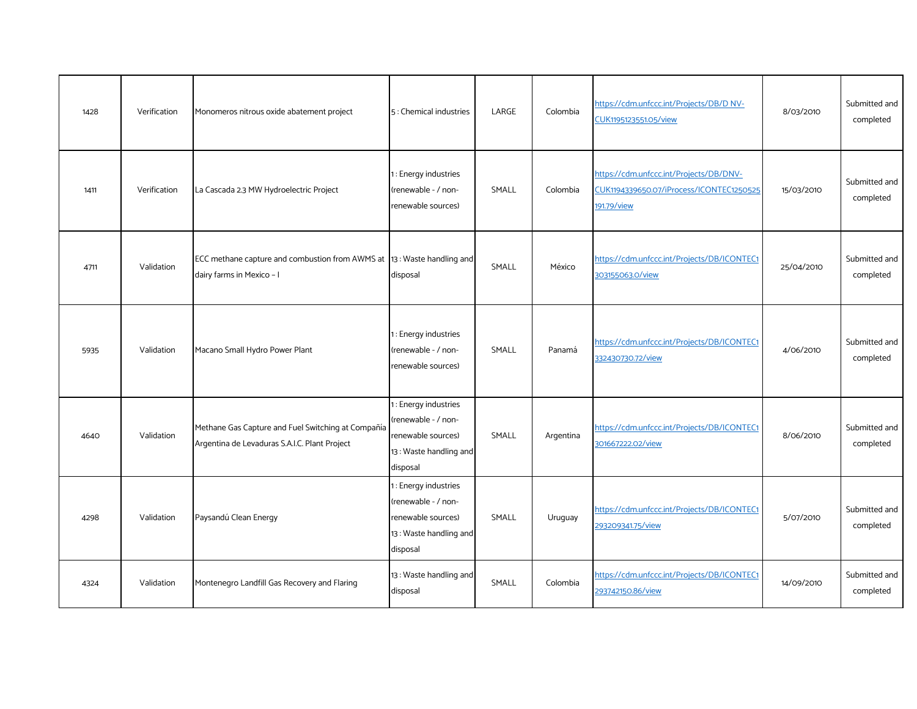| 1428 | Verification | Monomeros nitrous oxide abatement project | 5 : Chemical industries | LARGE | Colombia | https://cdm.unfccc.int/Projects/DB/D NV-CUK1195123551.05/view | 8/03/2010 | Submitted and completed |
|---|---|---|---|---|---|---|---|---|
| 1411 | Verification | La Cascada 2.3 MW Hydroelectric Project | 1 : Energy industries (renewable - / non-renewable sources) | SMALL | Colombia | https://cdm.unfccc.int/Projects/DB/DNV-CUK1194339650.07/iProcess/ICONTEC1250525191.79/view | 15/03/2010 | Submitted and completed |
| 4711 | Validation | ECC methane capture and combustion from AWMS at dairy farms in Mexico – I | 13 : Waste handling and disposal | SMALL | México | https://cdm.unfccc.int/Projects/DB/ICONTEC1303155063.0/view | 25/04/2010 | Submitted and completed |
| 5935 | Validation | Macano Small Hydro Power Plant | 1 : Energy industries (renewable - / non-renewable sources) | SMALL | Panamá | https://cdm.unfccc.int/Projects/DB/ICONTEC1332430730.72/view | 4/06/2010 | Submitted and completed |
| 4640 | Validation | Methane Gas Capture and Fuel Switching at Compañía Argentina de Levaduras S.A.I.C. Plant Project | 1 : Energy industries (renewable - / non-renewable sources) 13 : Waste handling and disposal | SMALL | Argentina | https://cdm.unfccc.int/Projects/DB/ICONTEC1301667222.02/view | 8/06/2010 | Submitted and completed |
| 4298 | Validation | Paysandú Clean Energy | 1 : Energy industries (renewable - / non-renewable sources) 13 : Waste handling and disposal | SMALL | Uruguay | https://cdm.unfccc.int/Projects/DB/ICONTEC1293209341.75/view | 5/07/2010 | Submitted and completed |
| 4324 | Validation | Montenegro Landfill Gas Recovery and Flaring | 13 : Waste handling and disposal | SMALL | Colombia | https://cdm.unfccc.int/Projects/DB/ICONTEC1293742150.86/view | 14/09/2010 | Submitted and completed |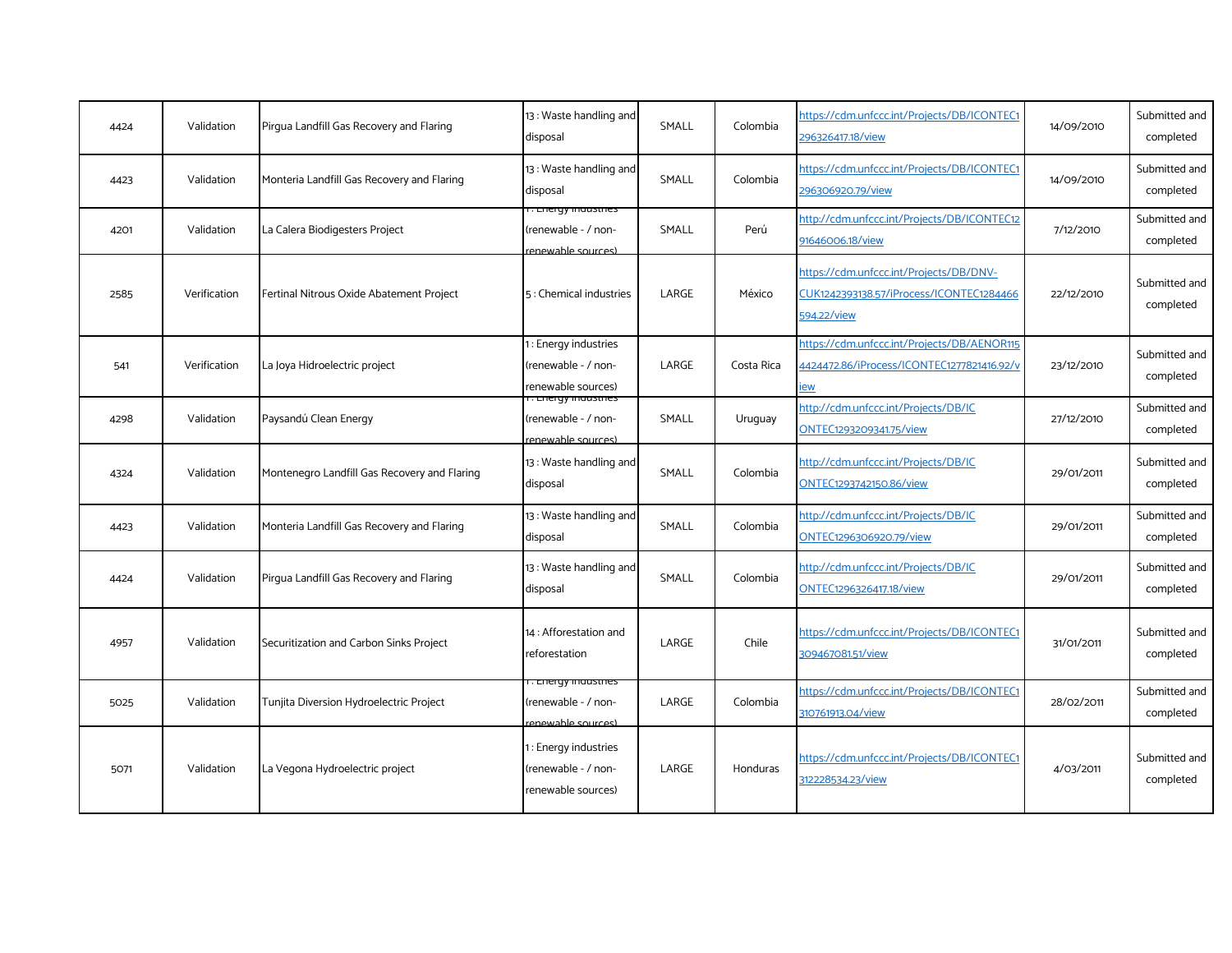| | | | | | | | | |
|---|---|---|---|---|---|---|---|---|
| 4424 | Validation | Pirgua Landfill Gas Recovery and Flaring | 13 : Waste handling and disposal | SMALL | Colombia | https://cdm.unfccc.int/Projects/DB/ICONTEC1296326417.18/view | 14/09/2010 | Submitted and completed |
| 4423 | Validation | Monteria Landfill Gas Recovery and Flaring | 13 : Waste handling and disposal | SMALL | Colombia | https://cdm.unfccc.int/Projects/DB/ICONTEC1296306920.79/view | 14/09/2010 | Submitted and completed |
| 4201 | Validation | La Calera Biodigesters Project | 1 : Energy industries (renewable - / non-renewable sources) | SMALL | Perú | http://cdm.unfccc.int/Projects/DB/ICONTEC1291646006.18/view | 7/12/2010 | Submitted and completed |
| 2585 | Verification | Fertinal Nitrous Oxide Abatement Project | 5 : Chemical industries | LARGE | México | https://cdm.unfccc.int/Projects/DB/DNV-CUK1242393138.57/iProcess/ICONTEC1284466594.22/view | 22/12/2010 | Submitted and completed |
| 541 | Verification | La Joya Hidroelectric project | 1 : Energy industries (renewable - / non-renewable sources) | LARGE | Costa Rica | https://cdm.unfccc.int/Projects/DB/AENOR1154424472.86/iProcess/ICONTEC1277821416.92/view | 23/12/2010 | Submitted and completed |
| 4298 | Validation | Paysandú Clean Energy | 1 : Energy industries (renewable - / non-renewable sources) | SMALL | Uruguay | http://cdm.unfccc.int/Projects/DB/ICONTEC1293209341.75/view | 27/12/2010 | Submitted and completed |
| 4324 | Validation | Montenegro Landfill Gas Recovery and Flaring | 13 : Waste handling and disposal | SMALL | Colombia | http://cdm.unfccc.int/Projects/DB/ICONTEC1293742150.86/view | 29/01/2011 | Submitted and completed |
| 4423 | Validation | Monteria Landfill Gas Recovery and Flaring | 13 : Waste handling and disposal | SMALL | Colombia | http://cdm.unfccc.int/Projects/DB/ICONTEC1296306920.79/view | 29/01/2011 | Submitted and completed |
| 4424 | Validation | Pirgua Landfill Gas Recovery and Flaring | 13 : Waste handling and disposal | SMALL | Colombia | http://cdm.unfccc.int/Projects/DB/ICONTEC1296326417.18/view | 29/01/2011 | Submitted and completed |
| 4957 | Validation | Securitization and Carbon Sinks Project | 14 : Afforestation and reforestation | LARGE | Chile | https://cdm.unfccc.int/Projects/DB/ICONTEC1309467081.51/view | 31/01/2011 | Submitted and completed |
| 5025 | Validation | Tunjita Diversion Hydroelectric Project | 1 : Energy industries (renewable - / non-renewable sources) | LARGE | Colombia | https://cdm.unfccc.int/Projects/DB/ICONTEC1310761913.04/view | 28/02/2011 | Submitted and completed |
| 5071 | Validation | La Vegona Hydroelectric project | 1 : Energy industries (renewable - / non-renewable sources) | LARGE | Honduras | https://cdm.unfccc.int/Projects/DB/ICONTEC1312228534.23/view | 4/03/2011 | Submitted and completed |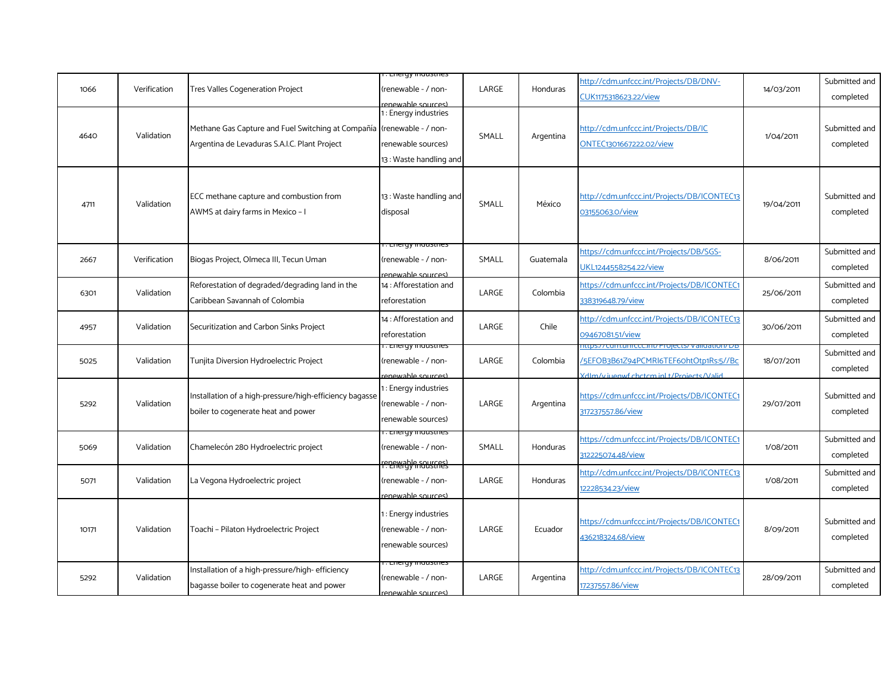| | | | | | | | | |
|---|---|---|---|---|---|---|---|---|
| 1066 | Verification | Tres Valles Cogeneration Project | 1 : Energy industries (renewable - / non-renewable sources) | LARGE | Honduras | http://cdm.unfccc.int/Projects/DB/DNV-CUK1175318623.22/view | 14/03/2011 | Submitted and completed |
| 4640 | Validation | Methane Gas Capture and Fuel Switching at Compañía Argentina de Levaduras S.A.I.C. Plant Project | 1 : Energy industries (renewable - / non-renewable sources) 13 : Waste handling and | SMALL | Argentina | http://cdm.unfccc.int/Projects/DB/ICONTEC1301667222.02/view | 1/04/2011 | Submitted and completed |
| 4711 | Validation | ECC methane capture and combustion from AWMS at dairy farms in Mexico – I | 13 : Waste handling and disposal | SMALL | México | http://cdm.unfccc.int/Projects/DB/ICONTEC1303155063.0/view | 19/04/2011 | Submitted and completed |
| 2667 | Verification | Biogas Project, Olmeca III, Tecun Uman | 1 : Energy industries (renewable - / non-renewable sources) | SMALL | Guatemala | https://cdm.unfccc.int/Projects/DB/SGS-UKL1244558254.22/view | 8/06/2011 | Submitted and completed |
| 6301 | Validation | Reforestation of degraded/degrading land in the Caribbean Savannah of Colombia | 14 : Afforestation and reforestation | LARGE | Colombia | https://cdm.unfccc.int/Projects/DB/ICONTEC1338319648.79/view | 25/06/2011 | Submitted and completed |
| 4957 | Validation | Securitization and Carbon Sinks Project | 14 : Afforestation and reforestation | LARGE | Chile | http://cdm.unfccc.int/Projects/DB/ICONTEC1309467081.51/view | 30/06/2011 | Submitted and completed |
| 5025 | Validation | Tunjita Diversion Hydroelectric Project | 1 : Energy industries (renewable - / non-renewable sources) | LARGE | Colombia | https://cdm.unfccc.int/Projects/Validation/DB/5EFOB3B61Z94PCMRI6TEF6OhtOtp1Rs5//BcXdlm/v.iuenwf.cbctcm.inLt/Projects/Valid | 18/07/2011 | Submitted and completed |
| 5292 | Validation | Installation of a high-pressure/high-efficiency bagasse boiler to cogenerate heat and power | 1 : Energy industries (renewable - / non-renewable sources) | LARGE | Argentina | https://cdm.unfccc.int/Projects/DB/ICONTEC1317237557.86/view | 29/07/2011 | Submitted and completed |
| 5069 | Validation | Chamelecón 280 Hydroelectric project | 1 : Energy industries (renewable - / non-renewable sources) | SMALL | Honduras | https://cdm.unfccc.int/Projects/DB/ICONTEC1312225074.48/view | 1/08/2011 | Submitted and completed |
| 5071 | Validation | La Vegona Hydroelectric project | 1 : Energy industries (renewable - / non-renewable sources) | LARGE | Honduras | http://cdm.unfccc.int/Projects/DB/ICONTEC1312228534.23/view | 1/08/2011 | Submitted and completed |
| 10171 | Validation | Toachi – Pilaton Hydroelectric Project | 1 : Energy industries (renewable - / non-renewable sources) | LARGE | Ecuador | https://cdm.unfccc.int/Projects/DB/ICONTEC1436218324.68/view | 8/09/2011 | Submitted and completed |
| 5292 | Validation | Installation of a high-pressure/high- efficiency bagasse boiler to cogenerate heat and power | 1 : Energy industries (renewable - / non-renewable sources) | LARGE | Argentina | http://cdm.unfccc.int/Projects/DB/ICONTEC1317237557.86/view | 28/09/2011 | Submitted and completed |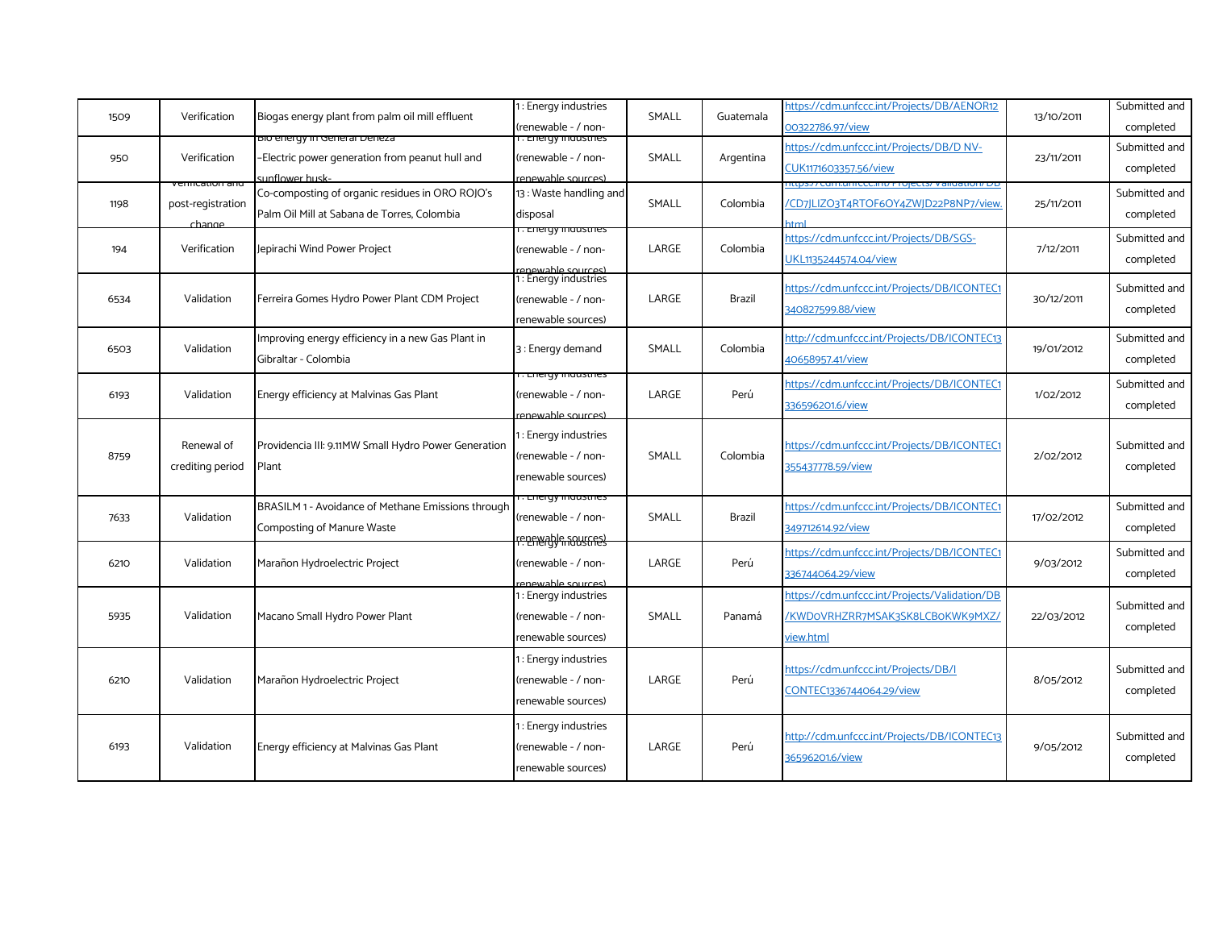| | | | | | | | | |
|---|---|---|---|---|---|---|---|---|
| 1509 | Verification | Biogas energy plant from palm oil mill effluent | 1 : Energy industries (renewable - / non- | SMALL | Guatemala | https://cdm.unfccc.int/Projects/DB/AENOR1200322786.97/view | 13/10/2011 | Submitted and completed |
| 950 | Verification | Bio energy in General Deheza -Electric power generation from peanut hull and sunflower husk- | 1 : Energy industries (renewable - / non-renewable sources) | SMALL | Argentina | https://cdm.unfccc.int/Projects/DB/D NV-CUK1171603357.56/view | 23/11/2011 | Submitted and completed |
| 1198 | Verification and post-registration change | Co-composting of organic residues in ORO ROJO's Palm Oil Mill at Sabana de Torres, Colombia | 13 : Waste handling and disposal | SMALL | Colombia | https://cdm.unfccc.int/Projects/Validation/DB/CD7JLIZO3T4RTOF6OY4ZWJD22P8NP7/view.html | 25/11/2011 | Submitted and completed |
| 194 | Verification | Jepirachi Wind Power Project | 1 : Energy industries (renewable - / non-renewable sources) | LARGE | Colombia | https://cdm.unfccc.int/Projects/DB/SGS-UKL1135244574.04/view | 7/12/2011 | Submitted and completed |
| 6534 | Validation | Ferreira Gomes Hydro Power Plant CDM Project | 1 : Energy industries (renewable - / non-renewable sources) | LARGE | Brazil | https://cdm.unfccc.int/Projects/DB/ICONTEC1340827599.88/view | 30/12/2011 | Submitted and completed |
| 6503 | Validation | Improving energy efficiency in a new Gas Plant in Gibraltar - Colombia | 3 : Energy demand | SMALL | Colombia | http://cdm.unfccc.int/Projects/DB/ICONTEC1340658957.41/view | 19/01/2012 | Submitted and completed |
| 6193 | Validation | Energy efficiency at Malvinas Gas Plant | 1 : Energy industries (renewable - / non-renewable sources) | LARGE | Perú | https://cdm.unfccc.int/Projects/DB/ICONTEC1336596201.6/view | 1/02/2012 | Submitted and completed |
| 8759 | Renewal of crediting period | Providencia III: 9.11MW Small Hydro Power Generation Plant | 1 : Energy industries (renewable - / non-renewable sources) | SMALL | Colombia | https://cdm.unfccc.int/Projects/DB/ICONTEC1355437778.59/view | 2/02/2012 | Submitted and completed |
| 7633 | Validation | BRASILM 1 - Avoidance of Methane Emissions through Composting of Manure Waste | 1 : Energy industries (renewable - / non-renewable sources) | SMALL | Brazil | https://cdm.unfccc.int/Projects/DB/ICONTEC1349712614.92/view | 17/02/2012 | Submitted and completed |
| 6210 | Validation | Marañon Hydroelectric Project | 1 : Energy industries (renewable - / non-renewable sources) | LARGE | Perú | https://cdm.unfccc.int/Projects/DB/ICONTEC1336744064.29/view | 9/03/2012 | Submitted and completed |
| 5935 | Validation | Macano Small Hydro Power Plant | 1 : Energy industries (renewable - / non-renewable sources) | SMALL | Panamá | https://cdm.unfccc.int/Projects/Validation/DB/KWDOVRHZRR7MSAK3SK8LCBOKWK9MXZ/view.html | 22/03/2012 | Submitted and completed |
| 6210 | Validation | Marañon Hydroelectric Project | 1 : Energy industries (renewable - / non-renewable sources) | LARGE | Perú | https://cdm.unfccc.int/Projects/DB/ICONTEC1336744064.29/view | 8/05/2012 | Submitted and completed |
| 6193 | Validation | Energy efficiency at Malvinas Gas Plant | 1 : Energy industries (renewable - / non-renewable sources) | LARGE | Perú | http://cdm.unfccc.int/Projects/DB/ICONTEC1336596201.6/view | 9/05/2012 | Submitted and completed |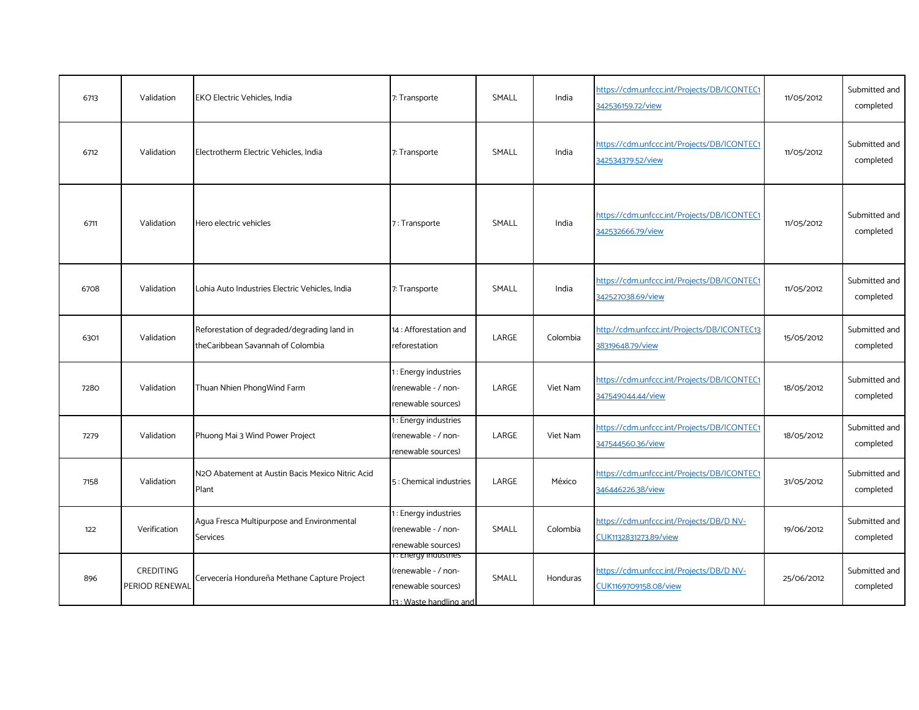| | | | | | | | | |
|---|---|---|---|---|---|---|---|---|
| 6713 | Validation | EKO Electric Vehicles, India | 7: Transporte | SMALL | India | https://cdm.unfccc.int/Projects/DB/ICONTEC1342536159.72/view | 11/05/2012 | Submitted and completed |
| 6712 | Validation | Electrotherm Electric Vehicles, India | 7: Transporte | SMALL | India | https://cdm.unfccc.int/Projects/DB/ICONTEC1342534379.52/view | 11/05/2012 | Submitted and completed |
| 6711 | Validation | Hero electric vehicles | 7 : Transporte | SMALL | India | https://cdm.unfccc.int/Projects/DB/ICONTEC1342532666.79/view | 11/05/2012 | Submitted and completed |
| 6708 | Validation | Lohia Auto Industries Electric Vehicles, India | 7: Transporte | SMALL | India | https://cdm.unfccc.int/Projects/DB/ICONTEC1342527038.69/view | 11/05/2012 | Submitted and completed |
| 6301 | Validation | Reforestation of degraded/degrading land in theCaribbean Savannah of Colombia | 14 : Afforestation and reforestation | LARGE | Colombia | http://cdm.unfccc.int/Projects/DB/ICONTEC1338319648.79/view | 15/05/2012 | Submitted and completed |
| 7280 | Validation | Thuan Nhien PhongWind Farm | 1 : Energy industries (renewable - / non-renewable sources) | LARGE | Viet Nam | https://cdm.unfccc.int/Projects/DB/ICONTEC1347549044.44/view | 18/05/2012 | Submitted and completed |
| 7279 | Validation | Phuong Mai 3 Wind Power Project | 1 : Energy industries (renewable - / non-renewable sources) | LARGE | Viet Nam | https://cdm.unfccc.int/Projects/DB/ICONTEC1347544560.36/view | 18/05/2012 | Submitted and completed |
| 7158 | Validation | N2O Abatement at Austin Bacis Mexico Nitric Acid Plant | 5 : Chemical industries | LARGE | México | https://cdm.unfccc.int/Projects/DB/ICONTEC1346446226.38/view | 31/05/2012 | Submitted and completed |
| 122 | Verification | Agua Fresca Multipurpose and Environmental Services | 1 : Energy industries (renewable - / non-renewable sources) | SMALL | Colombia | https://cdm.unfccc.int/Projects/DB/D NV-CUK1132831273.89/view | 19/06/2012 | Submitted and completed |
| 896 | CREDITING PERIOD RENEWAL | Cervecería Hondureña Methane Capture Project | 1 : Energy industries (renewable - / non-renewable sources) 13 : Waste handling and | SMALL | Honduras | https://cdm.unfccc.int/Projects/DB/D NV-CUK1169709158.08/view | 25/06/2012 | Submitted and completed |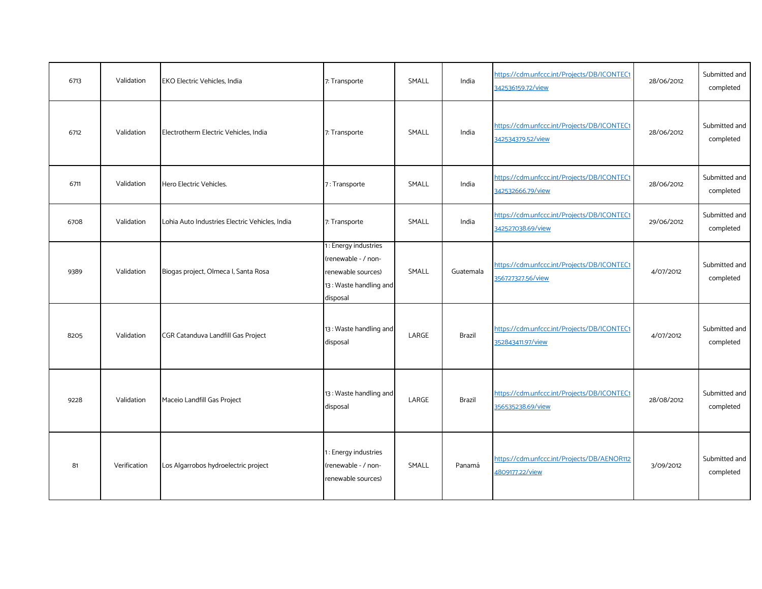| | | | | | | | | |
|---|---|---|---|---|---|---|---|---|
| 6713 | Validation | EKO Electric Vehicles, India | 7: Transporte | SMALL | India | https://cdm.unfccc.int/Projects/DB/ICONTEC1342536159.72/view | 28/06/2012 | Submitted and completed |
| 6712 | Validation | Electrotherm Electric Vehicles, India | 7: Transporte | SMALL | India | https://cdm.unfccc.int/Projects/DB/ICONTEC1342534379.52/view | 28/06/2012 | Submitted and completed |
| 6711 | Validation | Hero Electric Vehicles. | 7 : Transporte | SMALL | India | https://cdm.unfccc.int/Projects/DB/ICONTEC1342532666.79/view | 28/06/2012 | Submitted and completed |
| 6708 | Validation | Lohia Auto Industries Electric Vehicles, India | 7: Transporte | SMALL | India | https://cdm.unfccc.int/Projects/DB/ICONTEC1342527038.69/view | 29/06/2012 | Submitted and completed |
| 9389 | Validation | Biogas project, Olmeca I, Santa Rosa | 1 : Energy industries (renewable - / non-renewable sources) 13 : Waste handling and disposal | SMALL | Guatemala | https://cdm.unfccc.int/Projects/DB/ICONTEC1356727327.56/view | 4/07/2012 | Submitted and completed |
| 8205 | Validation | CGR Catanduva Landfill Gas Project | 13 : Waste handling and disposal | LARGE | Brazil | https://cdm.unfccc.int/Projects/DB/ICONTEC1352843411.97/view | 4/07/2012 | Submitted and completed |
| 9228 | Validation | Maceio Landfill Gas Project | 13 : Waste handling and disposal | LARGE | Brazil | https://cdm.unfccc.int/Projects/DB/ICONTEC1356535238.69/view | 28/08/2012 | Submitted and completed |
| 81 | Verification | Los Algarrobos hydroelectric project | 1 : Energy industries (renewable - / non-renewable sources) | SMALL | Panamá | https://cdm.unfccc.int/Projects/DB/AENOR1124809177.22/view | 3/09/2012 | Submitted and completed |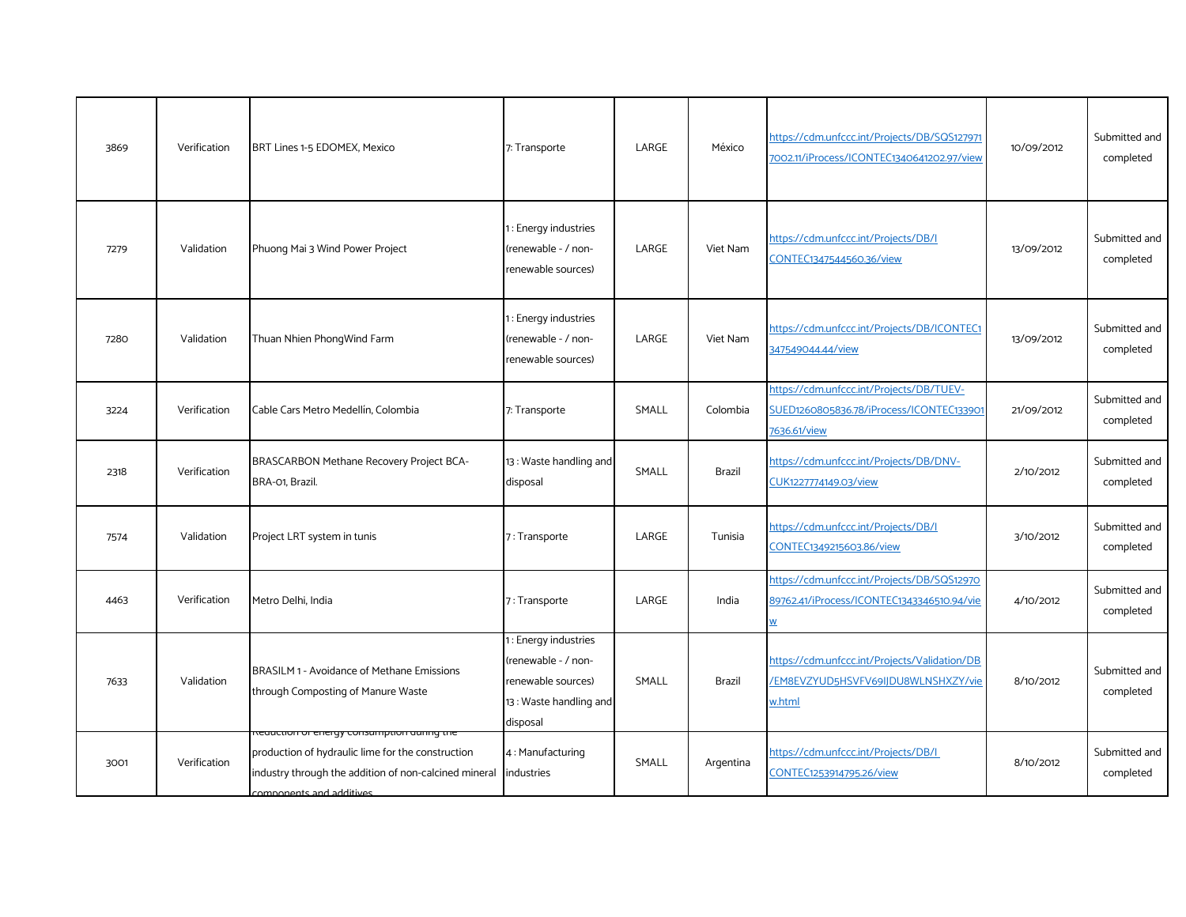| | | | | | | | | |
|---|---|---|---|---|---|---|---|---|
| 3869 | Verification | BRT Lines 1-5 EDOMEX, Mexico | 7: Transporte | LARGE | México | https://cdm.unfccc.int/Projects/DB/SQS1279717002.11/iProcess/ICONTEC1340641202.97/view | 10/09/2012 | Submitted and completed |
| 7279 | Validation | Phuong Mai 3 Wind Power Project | 1 : Energy industries (renewable - / non-renewable sources) | LARGE | Viet Nam | https://cdm.unfccc.int/Projects/DB/ICONTEC1347544560.36/view | 13/09/2012 | Submitted and completed |
| 7280 | Validation | Thuan Nhien PhongWind Farm | 1 : Energy industries (renewable - / non-renewable sources) | LARGE | Viet Nam | https://cdm.unfccc.int/Projects/DB/ICONTEC1347549044.44/view | 13/09/2012 | Submitted and completed |
| 3224 | Verification | Cable Cars Metro Medellin, Colombia | 7: Transporte | SMALL | Colombia | https://cdm.unfccc.int/Projects/DB/TUEV-SUED1260805836.78/iProcess/ICONTEC1339017636.61/view | 21/09/2012 | Submitted and completed |
| 2318 | Verification | BRASCARBON Methane Recovery Project BCA-BRA-01, Brazil. | 13 : Waste handling and disposal | SMALL | Brazil | https://cdm.unfccc.int/Projects/DB/DNV-CUK1227774149.03/view | 2/10/2012 | Submitted and completed |
| 7574 | Validation | Project LRT system in tunis | 7 : Transporte | LARGE | Tunisia | https://cdm.unfccc.int/Projects/DB/ICONTEC1349215603.86/view | 3/10/2012 | Submitted and completed |
| 4463 | Verification | Metro Delhi, India | 7 : Transporte | LARGE | India | https://cdm.unfccc.int/Projects/DB/SQS1297089762.41/iProcess/ICONTEC1343346510.94/view | 4/10/2012 | Submitted and completed |
| 7633 | Validation | BRASILM 1 - Avoidance of Methane Emissions through Composting of Manure Waste | 1 : Energy industries (renewable - / non-renewable sources) 13 : Waste handling and disposal | SMALL | Brazil | https://cdm.unfccc.int/Projects/Validation/DB/EM8EVZYUD5HSVFV69IJDU8WLNSHXZY/view.html | 8/10/2012 | Submitted and completed |
| 3001 | Verification | Reduction of energy consumption during the production of hydraulic lime for the construction industry through the addition of non-calcined mineral components and additives | 4 : Manufacturing industries | SMALL | Argentina | https://cdm.unfccc.int/Projects/DB/ICONTEC1253914795.26/view | 8/10/2012 | Submitted and completed |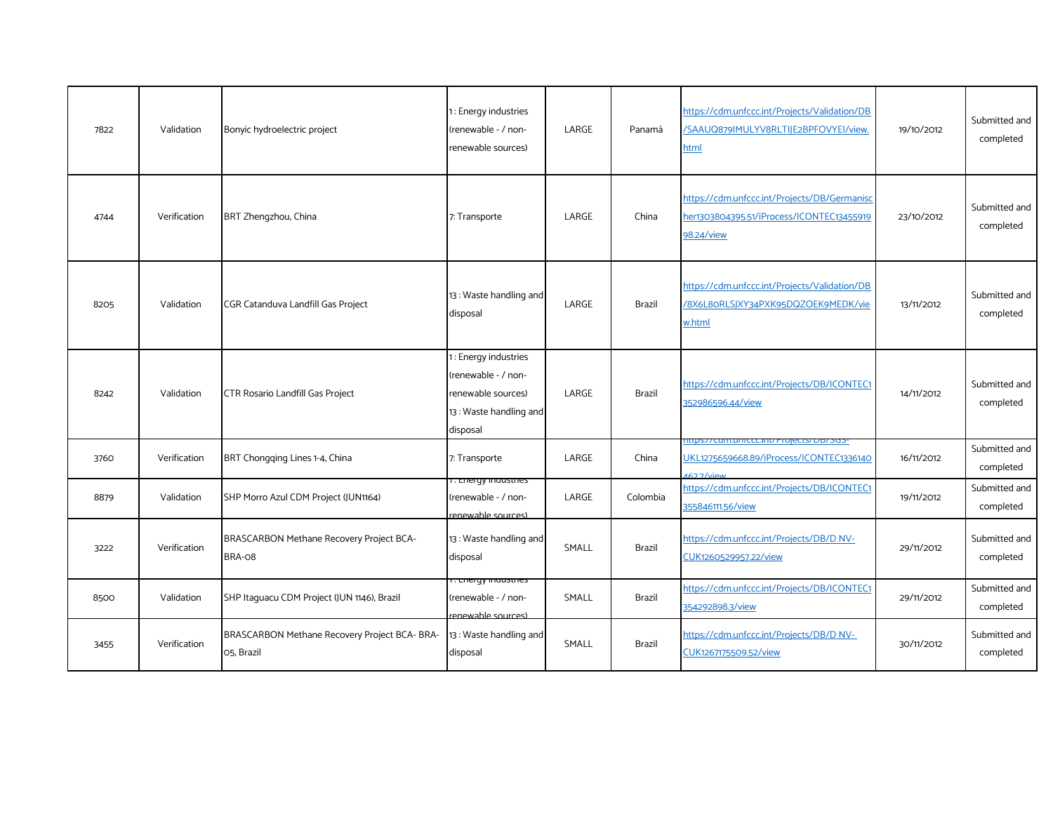| | | | | | | | | |
|---|---|---|---|---|---|---|---|---|
| 7822 | Validation | Bonyic hydroelectric project | 1 : Energy industries (renewable - / non-renewable sources) | LARGE | Panamá | https://cdm.unfccc.int/Projects/Validation/DB/SAAUQ879IMULYV8RLTIJE2BPFOVYEI/view.html | 19/10/2012 | Submitted and completed |
| 4744 | Verification | BRT Zhengzhou, China | 7: Transporte | LARGE | China | https://cdm.unfccc.int/Projects/DB/Germanischer1303804395.51/iProcess/ICONTEC1345591998.24/view | 23/10/2012 | Submitted and completed |
| 8205 | Validation | CGR Catanduva Landfill Gas Project | 13 : Waste handling and disposal | LARGE | Brazil | https://cdm.unfccc.int/Projects/Validation/DB/8X6L8ORLSJXY34PXK95DQZOEK9MEDK/view.html | 13/11/2012 | Submitted and completed |
| 8242 | Validation | CTR Rosario Landfill Gas Project | 1 : Energy industries (renewable - / non-renewable sources) 13 : Waste handling and disposal | LARGE | Brazil | https://cdm.unfccc.int/Projects/DB/ICONTEC1352986596.44/view | 14/11/2012 | Submitted and completed |
| 3760 | Verification | BRT Chongqing Lines 1-4, China | 7: Transporte | LARGE | China | https://cdm.unfccc.int/Projects/DB/SGS-UKL1275659668.89/iProcess/ICONTEC1336140462.7/view | 16/11/2012 | Submitted and completed |
| 8879 | Validation | SHP Morro Azul CDM Project (JUN1164) | 1 : Energy industries (renewable - / non-renewable sources) | LARGE | Colombia | https://cdm.unfccc.int/Projects/DB/ICONTEC1355846111.56/view | 19/11/2012 | Submitted and completed |
| 3222 | Verification | BRASCARBON Methane Recovery Project BCA-BRA-08 | 13 : Waste handling and disposal | SMALL | Brazil | https://cdm.unfccc.int/Projects/DB/D NV-CUK1260529957.22/view | 29/11/2012 | Submitted and completed |
| 8500 | Validation | SHP Itaguacu CDM Project (JUN 1146), Brazil | 1 : Energy industries (renewable - / non-renewable sources) | SMALL | Brazil | https://cdm.unfccc.int/Projects/DB/ICONTEC1354292898.3/view | 29/11/2012 | Submitted and completed |
| 3455 | Verification | BRASCARBON Methane Recovery Project BCA- BRA-05, Brazil | 13 : Waste handling and disposal | SMALL | Brazil | https://cdm.unfccc.int/Projects/DB/D NV-CUK1267175509.52/view | 30/11/2012 | Submitted and completed |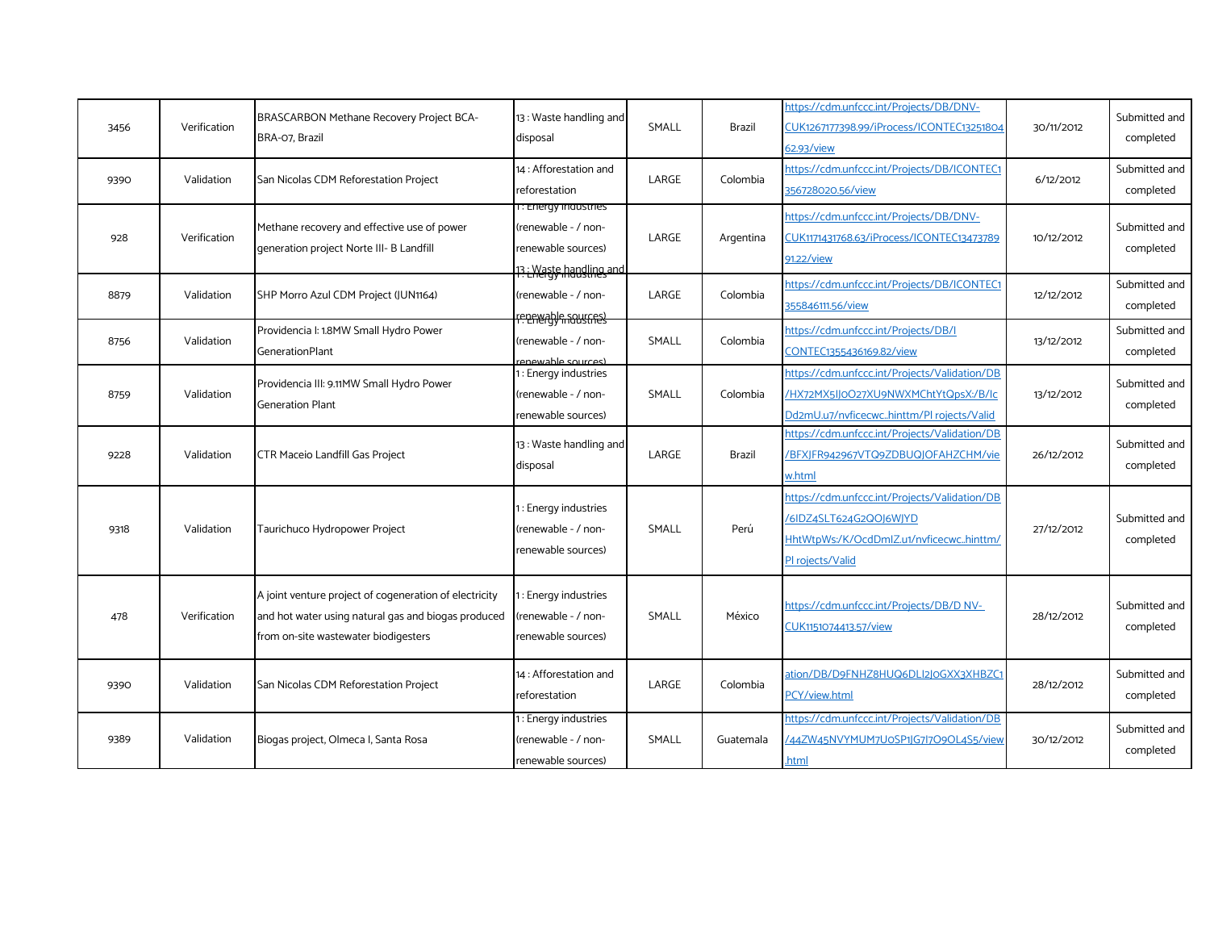| | | | | | | | | |
|---|---|---|---|---|---|---|---|---|
| 3456 | Verification | BRASCARBON Methane Recovery Project BCA-BRA-07, Brazil | 13 : Waste handling and disposal | SMALL | Brazil | https://cdm.unfccc.int/Projects/DB/DNV-CUK1267177398.99/iProcess/ICONTEC1325180462.93/view | 30/11/2012 | Submitted and completed |
| 9390 | Validation | San Nicolas CDM Reforestation Project | 14 : Afforestation and reforestation | LARGE | Colombia | https://cdm.unfccc.int/Projects/DB/ICONTEC1356728020.56/view | 6/12/2012 | Submitted and completed |
| 928 | Verification | Methane recovery and effective use of power generation project Norte III- B Landfill | 1 : Energy industries (renewable - / non-renewable sources) 13 : Waste handling and | LARGE | Argentina | https://cdm.unfccc.int/Projects/DB/DNV-CUK1171431768.63/iProcess/ICONTEC1347378991.22/view | 10/12/2012 | Submitted and completed |
| 8879 | Validation | SHP Morro Azul CDM Project (JUN1164) | 1 : Energy industries (renewable - / non-renewable sources) | LARGE | Colombia | https://cdm.unfccc.int/Projects/DB/ICONTEC1355846111.56/view | 12/12/2012 | Submitted and completed |
| 8756 | Validation | Providencia I: 1.8MW Small Hydro Power GenerationPlant | 1 : Energy industries (renewable - / non-renewable sources) | SMALL | Colombia | https://cdm.unfccc.int/Projects/DB/ICONTEC1355436169.82/view | 13/12/2012 | Submitted and completed |
| 8759 | Validation | Providencia III: 9.11MW Small Hydro Power Generation Plant | 1 : Energy industries (renewable - / non-renewable sources) | SMALL | Colombia | https://cdm.unfccc.int/Projects/Validation/DB/HX72MX5IJoO27XU9NWXMChtYtQpsX:/B/IcDd2mU.u7/nvficecwc..hinttm/Pl rojects/Valid | 13/12/2012 | Submitted and completed |
| 9228 | Validation | CTR Maceio Landfill Gas Project | 13 : Waste handling and disposal | LARGE | Brazil | https://cdm.unfccc.int/Projects/Validation/DB/BFXJFR942967VTQ9ZDBUQJOFAHZCHM/view.html | 26/12/2012 | Submitted and completed |
| 9318 | Validation | Taurichuco Hydropower Project | 1 : Energy industries (renewable - / non-renewable sources) | SMALL | Perú | https://cdm.unfccc.int/Projects/Validation/DB/6IDZ4SLT624G2QOJ6WJYD HhtWtpWs:/K/OcdDmlZ.u1/nvficecwc..hinttm/Pl rojects/Valid | 27/12/2012 | Submitted and completed |
| 478 | Verification | A joint venture project of cogeneration of electricity and hot water using natural gas and biogas produced from on-site wastewater biodigesters | 1 : Energy industries (renewable - / non-renewable sources) | SMALL | México | https://cdm.unfccc.int/Projects/DB/D NV-CUK1151074413.57/view | 28/12/2012 | Submitted and completed |
| 9390 | Validation | San Nicolas CDM Reforestation Project | 14 : Afforestation and reforestation | LARGE | Colombia | ation/DB/D9FNHZ8HUQ6DLI2J0GXX3XHBZC1PCY/view.html | 28/12/2012 | Submitted and completed |
| 9389 | Validation | Biogas project, Olmeca I, Santa Rosa | 1 : Energy industries (renewable - / non-renewable sources) | SMALL | Guatemala | https://cdm.unfccc.int/Projects/Validation/DB/44ZW45NVYMUM7U0SP1JG7I7O9OL4S5/view.html | 30/12/2012 | Submitted and completed |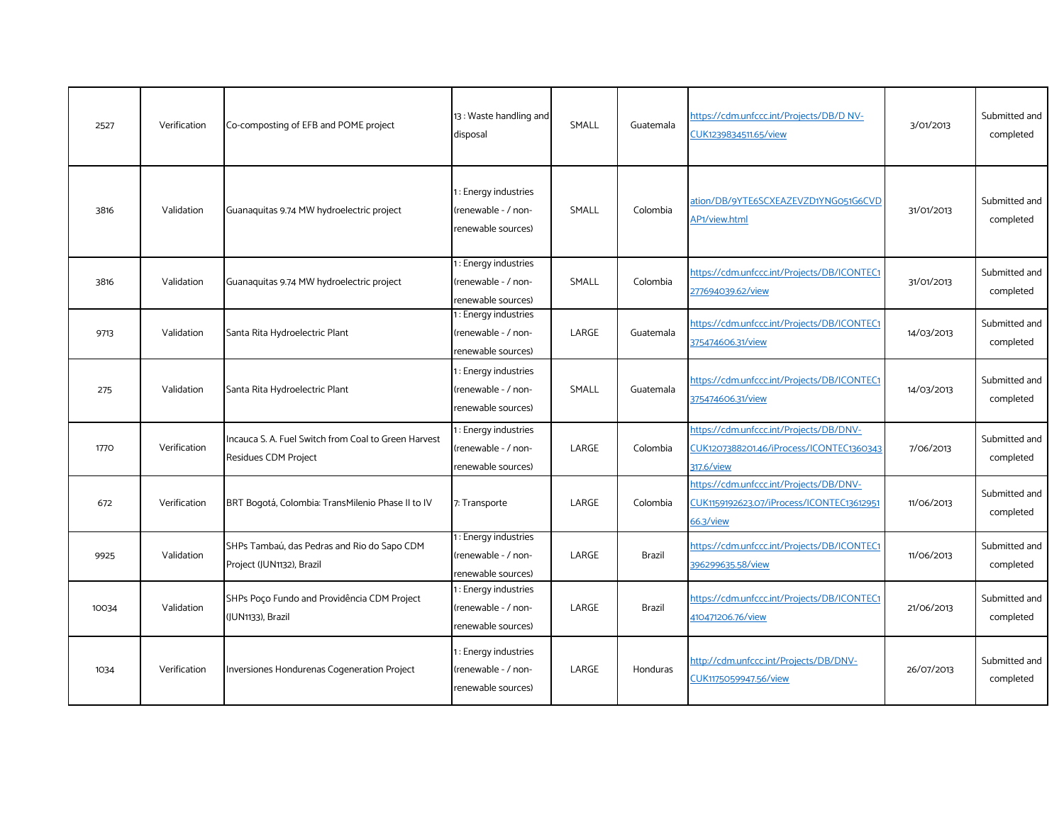| | | | | | | | | |
|---|---|---|---|---|---|---|---|---|
| 2527 | Verification | Co-composting of EFB and POME project | 13 : Waste handling and disposal | SMALL | Guatemala | https://cdm.unfccc.int/Projects/DB/D NV-CUK1239834511.65/view | 3/01/2013 | Submitted and completed |
| 3816 | Validation | Guanaquitas 9.74 MW hydroelectric project | 1 : Energy industries (renewable - / non-renewable sources) | SMALL | Colombia | ation/DB/9YTE6SCXEAZEVZD1YNG051G6CVDAP1/view.html | 31/01/2013 | Submitted and completed |
| 3816 | Validation | Guanaquitas 9.74 MW hydroelectric project | 1 : Energy industries (renewable - / non-renewable sources) | SMALL | Colombia | https://cdm.unfccc.int/Projects/DB/ICONTEC1277694039.62/view | 31/01/2013 | Submitted and completed |
| 9713 | Validation | Santa Rita Hydroelectric Plant | 1 : Energy industries (renewable - / non-renewable sources) | LARGE | Guatemala | https://cdm.unfccc.int/Projects/DB/ICONTEC1375474606.31/view | 14/03/2013 | Submitted and completed |
| 275 | Validation | Santa Rita Hydroelectric Plant | 1 : Energy industries (renewable - / non-renewable sources) | SMALL | Guatemala | https://cdm.unfccc.int/Projects/DB/ICONTEC1375474606.31/view | 14/03/2013 | Submitted and completed |
| 1770 | Verification | Incauca S. A. Fuel Switch from Coal to Green Harvest Residues CDM Project | 1 : Energy industries (renewable - / non-renewable sources) | LARGE | Colombia | https://cdm.unfccc.int/Projects/DB/DNV-CUK1207388201.46/iProcess/ICONTEC1360343317.6/view | 7/06/2013 | Submitted and completed |
| 672 | Verification | BRT Bogotá, Colombia: TransMilenio Phase II to IV | 7: Transporte | LARGE | Colombia | https://cdm.unfccc.int/Projects/DB/DNV-CUK1159192623.07/iProcess/ICONTEC1361295166.3/view | 11/06/2013 | Submitted and completed |
| 9925 | Validation | SHPs Tambaú, das Pedras and Rio do Sapo CDM Project (JUN1132), Brazil | 1 : Energy industries (renewable - / non-renewable sources) | LARGE | Brazil | https://cdm.unfccc.int/Projects/DB/ICONTEC1396299635.58/view | 11/06/2013 | Submitted and completed |
| 10034 | Validation | SHPs Poço Fundo and Providência CDM Project (JUN1133), Brazil | 1 : Energy industries (renewable - / non-renewable sources) | LARGE | Brazil | https://cdm.unfccc.int/Projects/DB/ICONTEC1410471206.76/view | 21/06/2013 | Submitted and completed |
| 1034 | Verification | Inversiones Hondurenas Cogeneration Project | 1 : Energy industries (renewable - / non-renewable sources) | LARGE | Honduras | http://cdm.unfccc.int/Projects/DB/DNV-CUK1175059947.56/view | 26/07/2013 | Submitted and completed |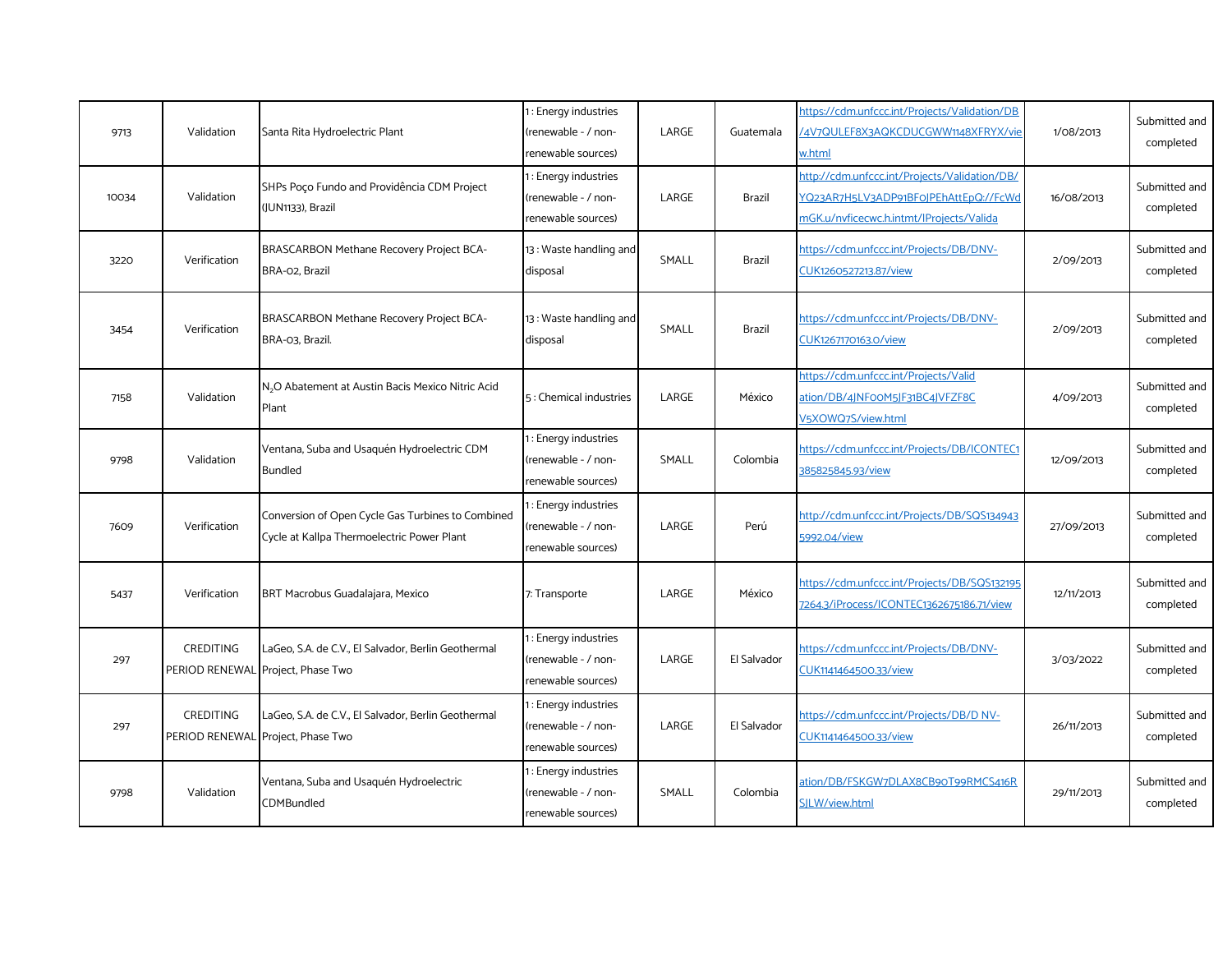| | | | | | | | | |
|---|---|---|---|---|---|---|---|---|
| 9713 | Validation | Santa Rita Hydroelectric Plant | 1 : Energy industries (renewable - / non-renewable sources) | LARGE | Guatemala | https://cdm.unfccc.int/Projects/Validation/DB/4V7QULEF8X3AQKCDUCGWW1148XFRYX/view.html | 1/08/2013 | Submitted and completed |
| 10034 | Validation | SHPs Poço Fundo and Providência CDM Project (JUN1133), Brazil | 1 : Energy industries (renewable - / non-renewable sources) | LARGE | Brazil | http://cdm.unfccc.int/Projects/Validation/DB/YQ23AR7H5LV3ADP91BF0JPEhAttEpQ://FcWdmGK.u/nvficecwc.h.intmt/IProjects/Valida | 16/08/2013 | Submitted and completed |
| 3220 | Verification | BRASCARBON Methane Recovery Project BCA-BRA-02, Brazil | 13 : Waste handling and disposal | SMALL | Brazil | https://cdm.unfccc.int/Projects/DB/DNV-CUK1260527213.87/view | 2/09/2013 | Submitted and completed |
| 3454 | Verification | BRASCARBON Methane Recovery Project BCA-BRA-03, Brazil. | 13 : Waste handling and disposal | SMALL | Brazil | https://cdm.unfccc.int/Projects/DB/DNV-CUK1267170163.0/view | 2/09/2013 | Submitted and completed |
| 7158 | Validation | $N_2O$ Abatement at Austin Bacis Mexico Nitric Acid Plant | 5 : Chemical industries | LARGE | México | https://cdm.unfccc.int/Projects/Validation/DB/4JNF0OM5JF31BC4JVFZF8CV5XOWQ7S/view.html | 4/09/2013 | Submitted and completed |
| 9798 | Validation | Ventana, Suba and Usaquén Hydroelectric CDM Bundled | 1 : Energy industries (renewable - / non-renewable sources) | SMALL | Colombia | https://cdm.unfccc.int/Projects/DB/ICONTEC1385825845.93/view | 12/09/2013 | Submitted and completed |
| 7609 | Verification | Conversion of Open Cycle Gas Turbines to Combined Cycle at Kallpa Thermoelectric Power Plant | 1 : Energy industries (renewable - / non-renewable sources) | LARGE | Perú | http://cdm.unfccc.int/Projects/DB/SQS1349435992.04/view | 27/09/2013 | Submitted and completed |
| 5437 | Verification | BRT Macrobus Guadalajara, Mexico | 7: Transporte | LARGE | México | https://cdm.unfccc.int/Projects/DB/SQS1321957264.3/iProcess/ICONTEC1362675186.71/view | 12/11/2013 | Submitted and completed |
| 297 | CREDITING PERIOD RENEWAL | LaGeo, S.A. de C.V., El Salvador, Berlin Geothermal Project, Phase Two | 1 : Energy industries (renewable - / non-renewable sources) | LARGE | El Salvador | https://cdm.unfccc.int/Projects/DB/DNV-CUK1141464500.33/view | 3/03/2022 | Submitted and completed |
| 297 | CREDITING PERIOD RENEWAL | LaGeo, S.A. de C.V., El Salvador, Berlin Geothermal Project, Phase Two | 1 : Energy industries (renewable - / non-renewable sources) | LARGE | El Salvador | https://cdm.unfccc.int/Projects/DB/D NV-CUK1141464500.33/view | 26/11/2013 | Submitted and completed |
| 9798 | Validation | Ventana, Suba and Usaquén Hydroelectric CDMBundled | 1 : Energy industries (renewable - / non-renewable sources) | SMALL | Colombia | ation/DB/FSKGW7DLAX8CB9OT99RMCS416RSJLW/view.html | 29/11/2013 | Submitted and completed |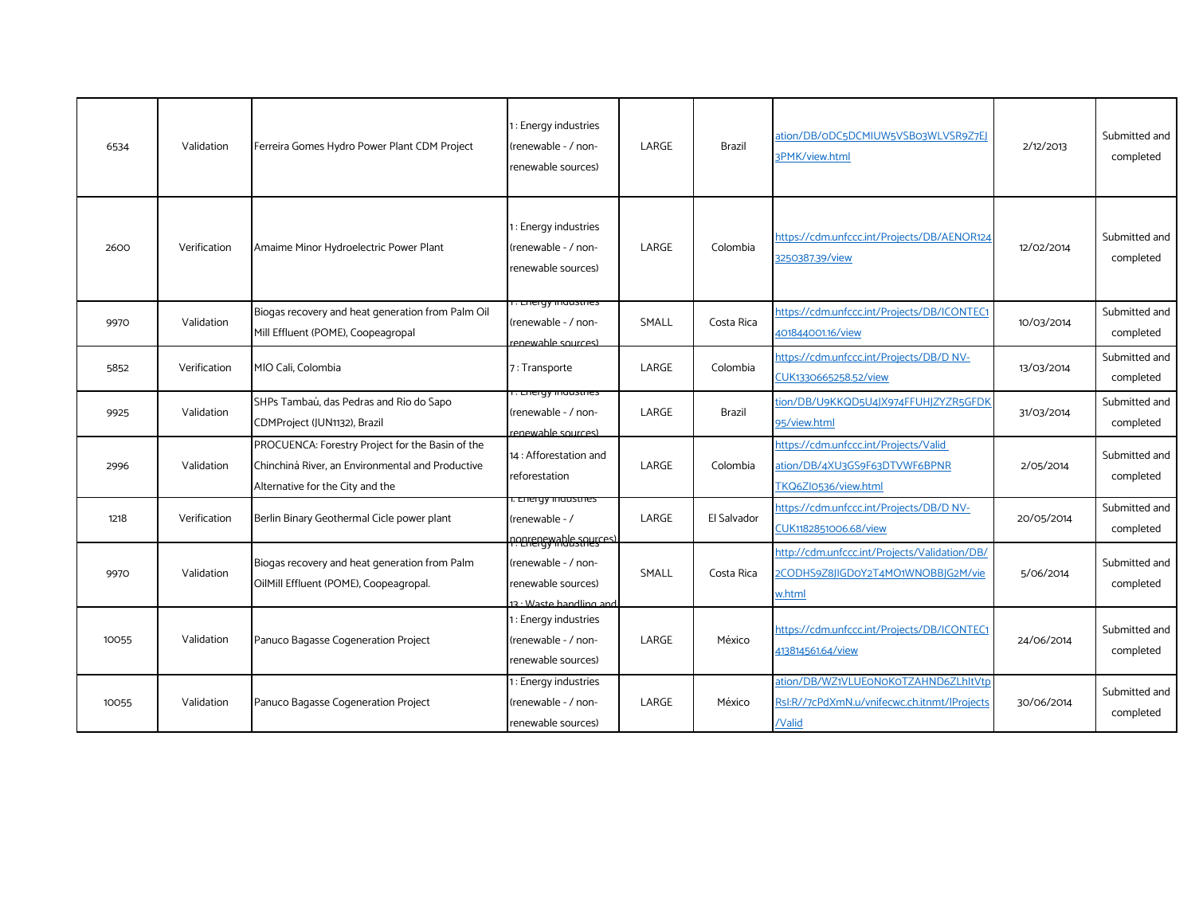| | | | | | | | | |
|---|---|---|---|---|---|---|---|---|
| 6534 | Validation | Ferreira Gomes Hydro Power Plant CDM Project | 1 : Energy industries (renewable - / non-renewable sources) | LARGE | Brazil | ation/DB/0DC5DCMIUW5VSB03WLVSR9Z7EJ3PMK/view.html | 2/12/2013 | Submitted and completed |
| 2600 | Verification | Amaime Minor Hydroelectric Power Plant | 1 : Energy industries (renewable - / non-renewable sources) | LARGE | Colombia | https://cdm.unfccc.int/Projects/DB/AENOR1243250387.39/view | 12/02/2014 | Submitted and completed |
| 9970 | Validation | Biogas recovery and heat generation from Palm Oil Mill Effluent (POME), Coopeagropal | 1 : Energy industries (renewable - / non-renewable sources) | SMALL | Costa Rica | https://cdm.unfccc.int/Projects/DB/ICONTEC1401844001.16/view | 10/03/2014 | Submitted and completed |
| 5852 | Verification | MIO Cali, Colombia | 7 : Transporte | LARGE | Colombia | https://cdm.unfccc.int/Projects/DB/D NV-CUK1330665258.52/view | 13/03/2014 | Submitted and completed |
| 9925 | Validation | SHPs Tambaú, das Pedras and Rio do Sapo CDMProject (JUN1132), Brazil | 1 : Energy industries (renewable - / non-renewable sources) | LARGE | Brazil | tion/DB/U9KKQD5U4JX974FFUHJZYZR5GFDK95/view.html | 31/03/2014 | Submitted and completed |
| 2996 | Validation | PROCUENCA: Forestry Project for the Basin of the Chinchiná River, an Environmental and Productive Alternative for the City and the | 14 : Afforestation and reforestation | LARGE | Colombia | https://cdm.unfccc.int/Projects/Validation/DB/4XU3GS9F63DTVWF6BPNRTKQ6ZI0536/view.html | 2/05/2014 | Submitted and completed |
| 1218 | Verification | Berlin Binary Geothermal Cicle power plant | 1: Energy industries (renewable - / nonrenewable sources) | LARGE | El Salvador | https://cdm.unfccc.int/Projects/DB/D NV-CUK1182851006.68/view | 20/05/2014 | Submitted and completed |
| 9970 | Validation | Biogas recovery and heat generation from Palm OilMill Effluent (POME), Coopeagropal. | 1 : Energy industries (renewable - / non-renewable sources) 13 : Waste handling and | SMALL | Costa Rica | http://cdm.unfccc.int/Projects/Validation/DB/2CODHS9Z8JIGD0Y2T4MO1WNOBBJG2M/view.html | 5/06/2014 | Submitted and completed |
| 10055 | Validation | Panuco Bagasse Cogeneration Project | 1 : Energy industries (renewable - / non-renewable sources) | LARGE | México | https://cdm.unfccc.int/Projects/DB/ICONTEC1413814561.64/view | 24/06/2014 | Submitted and completed |
| 10055 | Validation | Panuco Bagasse Cogeneration Project | 1 : Energy industries (renewable - / non-renewable sources) | LARGE | México | ation/DB/WZ1VLUE0N0KOTZAHND6ZLhItVtpRsI:R//7cPdXmN.u/vnifecwc.ch.itnmt/lProjects/Valid | 30/06/2014 | Submitted and completed |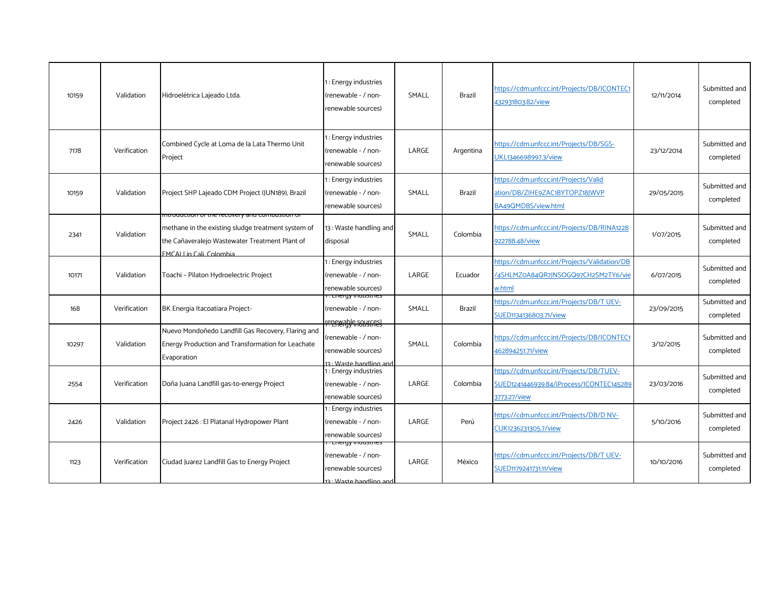| 10159 | Validation | Hidroelétrica Lajeado Ltda. | 1 : Energy industries (renewable - / non-renewable sources) | SMALL | Brazil | https://cdm.unfccc.int/Projects/DB/ICONTEC1432931803.82/view | 12/11/2014 | Submitted and completed |
|---|---|---|---|---|---|---|---|---|
| 7178 | Verification | Combined Cycle at Loma de la Lata Thermo Unit Project | 1 : Energy industries (renewable - / non-renewable sources) | LARGE | Argentina | https://cdm.unfccc.int/Projects/DB/SGS-UKL1346698997.3/view | 23/12/2014 | Submitted and completed |
| 10159 | Validation | Project SHP Lajeado CDM Project (JUN189), Brazil | 1 : Energy industries (renewable - / non-renewable sources) | SMALL | Brazil | https://cdm.unfccc.int/Projects/Validation/DB/ZIHE9ZAC1BYTOPZ18JWVPBA49QMDBS/view.html | 29/05/2015 | Submitted and completed |
| 2341 | Validation | Introduction of the recovery and combustion of methane in the existing sludge treatment system of the Cañaveralejo Wastewater Treatment Plant of EMCALI in Cali, Colombia | 13 : Waste handling and disposal | SMALL | Colombia | https://cdm.unfccc.int/Projects/DB/RINA1228922788.48/view | 1/07/2015 | Submitted and completed |
| 10171 | Validation | Toachi – Pilaton Hydroelectric Project | 1 : Energy industries (renewable - / non-renewable sources) | LARGE | Ecuador | https://cdm.unfccc.int/Projects/Validation/DB/4SHLMZOA84QR7JNSOGQ97CH2SM2TY6/view.html | 6/07/2015 | Submitted and completed |
| 168 | Verification | BK Energia Itacoatiara Project- | 1 : Energy industries (renewable - / non-renewable sources) | SMALL | Brazil | https://cdm.unfccc.int/Projects/DB/T UEV-SUED1134136803.71/view | 23/09/2015 | Submitted and completed |
| 10297 | Validation | Nuevo Mondoñedo Landfill Gas Recovery, Flaring and Energy Production and Transformation for Leachate Evaporation | 1 : Energy industries (renewable - / non-renewable sources) 13 : Waste handling and | SMALL | Colombia | https://cdm.unfccc.int/Projects/DB/ICONTEC1462894251.71/view | 3/12/2015 | Submitted and completed |
| 2554 | Verification | Doña Juana Landfill gas-to-energy Project | 1 : Energy industries (renewable - / non-renewable sources) | LARGE | Colombia | https://cdm.unfccc.int/Projects/DB/TUEV-SUED1241446939.84/iProcess/ICONTEC1452893773.27/view | 23/03/2016 | Submitted and completed |
| 2426 | Validation | Project 2426 : El Platanal Hydropower Plant | 1 : Energy industries (renewable - / non-renewable sources) | LARGE | Perú | https://cdm.unfccc.int/Projects/DB/D NV-CUK1236231305.7/view | 5/10/2016 | Submitted and completed |
| 1123 | Verification | Ciudad Juarez Landfill Gas to Energy Project | 1 : Energy industries (renewable - / non-renewable sources) 13 : Waste handling and | LARGE | México | https://cdm.unfccc.int/Projects/DB/T UEV-SUED1179241731.11/view | 10/10/2016 | Submitted and completed |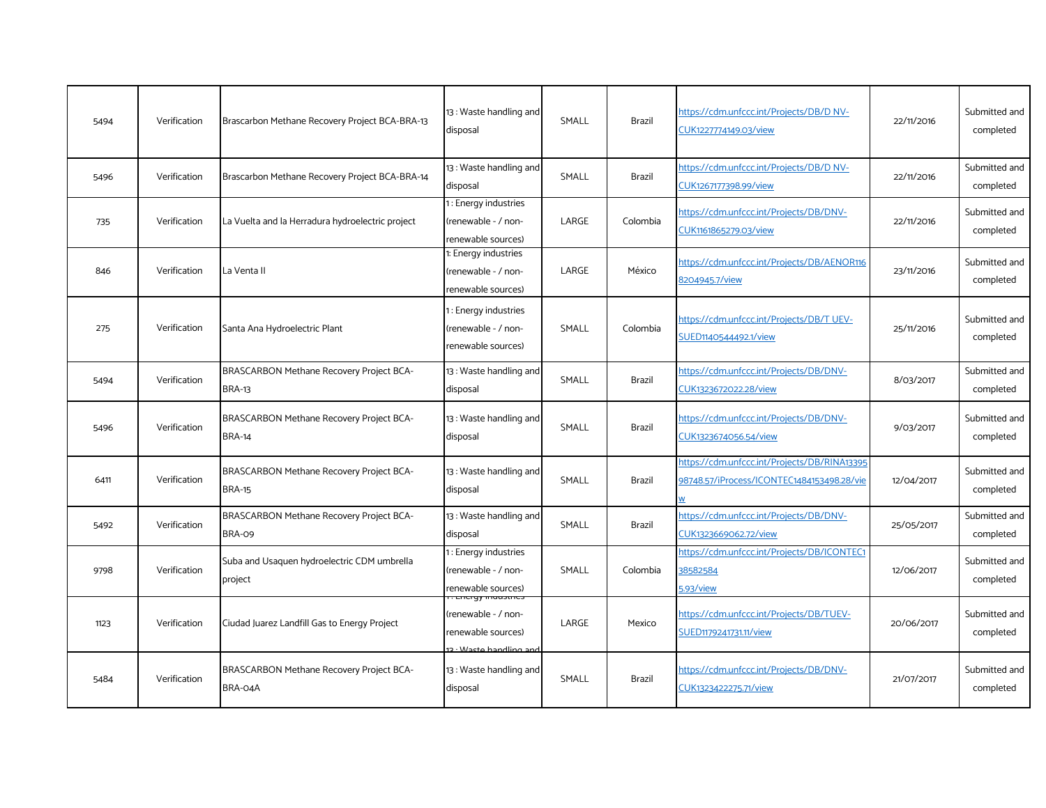| 5494 | Verification | Brascarbon Methane Recovery Project BCA-BRA-13 | 13 : Waste handling and disposal | SMALL | Brazil | https://cdm.unfccc.int/Projects/DB/D NV-CUK1227774149.03/view | 22/11/2016 | Submitted and completed |
|---|---|---|---|---|---|---|---|---|
| 5496 | Verification | Brascarbon Methane Recovery Project BCA-BRA-14 | 13 : Waste handling and disposal | SMALL | Brazil | https://cdm.unfccc.int/Projects/DB/D NV-CUK1267177398.99/view | 22/11/2016 | Submitted and completed |
| 735 | Verification | La Vuelta and la Herradura hydroelectric project | 1 : Energy industries (renewable - / non-renewable sources) | LARGE | Colombia | https://cdm.unfccc.int/Projects/DB/DNV-CUK1161865279.03/view | 22/11/2016 | Submitted and completed |
| 846 | Verification | La Venta II | 1: Energy industries (renewable - / non-renewable sources) | LARGE | México | https://cdm.unfccc.int/Projects/DB/AENOR1168204945.7/view | 23/11/2016 | Submitted and completed |
| 275 | Verification | Santa Ana Hydroelectric Plant | 1 : Energy industries (renewable - / non-renewable sources) | SMALL | Colombia | https://cdm.unfccc.int/Projects/DB/T UEV-SUED1140544492.1/view | 25/11/2016 | Submitted and completed |
| 5494 | Verification | BRASCARBON Methane Recovery Project BCA-BRA-13 | 13 : Waste handling and disposal | SMALL | Brazil | https://cdm.unfccc.int/Projects/DB/DNV-CUK1323672022.28/view | 8/03/2017 | Submitted and completed |
| 5496 | Verification | BRASCARBON Methane Recovery Project BCA-BRA-14 | 13 : Waste handling and disposal | SMALL | Brazil | https://cdm.unfccc.int/Projects/DB/DNV-CUK1323674056.54/view | 9/03/2017 | Submitted and completed |
| 6411 | Verification | BRASCARBON Methane Recovery Project BCA-BRA-15 | 13 : Waste handling and disposal | SMALL | Brazil | https://cdm.unfccc.int/Projects/DB/RINA1339598748.57/iProcess/ICONTEC1484153498.28/view | 12/04/2017 | Submitted and completed |
| 5492 | Verification | BRASCARBON Methane Recovery Project BCA-BRA-09 | 13 : Waste handling and disposal | SMALL | Brazil | https://cdm.unfccc.int/Projects/DB/DNV-CUK1323669062.72/view | 25/05/2017 | Submitted and completed |
| 9798 | Verification | Suba and Usaquen hydroelectric CDM umbrella project | 1 : Energy industries (renewable - / non-renewable sources) | SMALL | Colombia | https://cdm.unfccc.int/Projects/DB/ICONTEC138582584 5.93/view | 12/06/2017 | Submitted and completed |
| 1123 | Verification | Ciudad Juarez Landfill Gas to Energy Project | 1 : Energy industries (renewable - / non-renewable sources) 13 : Waste handling and | LARGE | Mexico | https://cdm.unfccc.int/Projects/DB/TUEV-SUED1179241731.11/view | 20/06/2017 | Submitted and completed |
| 5484 | Verification | BRASCARBON Methane Recovery Project BCA-BRA-04A | 13 : Waste handling and disposal | SMALL | Brazil | https://cdm.unfccc.int/Projects/DB/DNV-CUK1323422275.71/view | 21/07/2017 | Submitted and completed |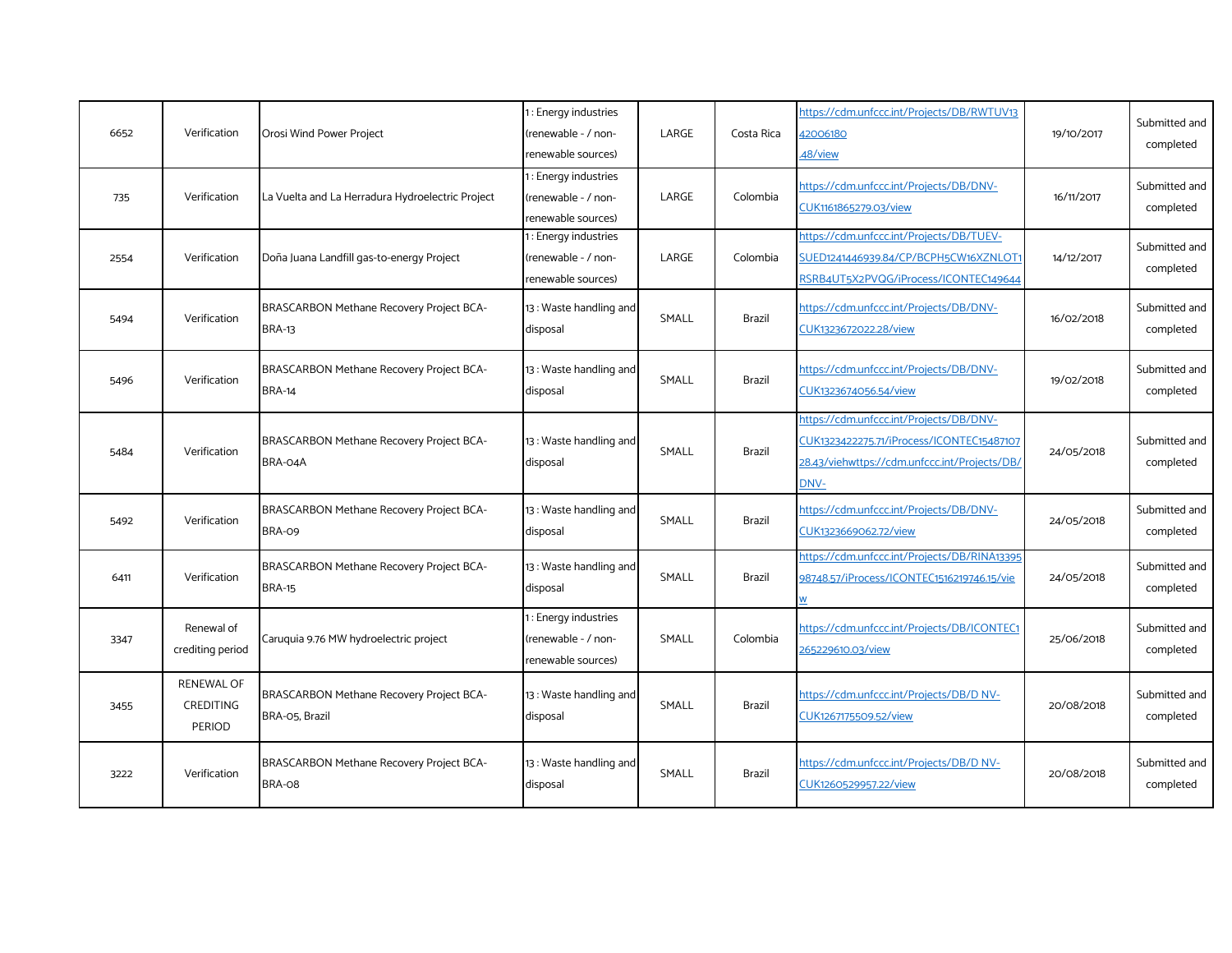| | | | | | | | | |
|---|---|---|---|---|---|---|---|---|
| 6652 | Verification | Orosi Wind Power Project | 1 : Energy industries (renewable - / non-renewable sources) | LARGE | Costa Rica | https://cdm.unfccc.int/Projects/DB/RWTUV1342006180.48/view | 19/10/2017 | Submitted and completed |
| 735 | Verification | La Vuelta and La Herradura Hydroelectric Project | 1 : Energy industries (renewable - / non-renewable sources) | LARGE | Colombia | https://cdm.unfccc.int/Projects/DB/DNV-CUK1161865279.03/view | 16/11/2017 | Submitted and completed |
| 2554 | Verification | Doña Juana Landfill gas-to-energy Project | 1 : Energy industries (renewable - / non-renewable sources) | LARGE | Colombia | https://cdm.unfccc.int/Projects/DB/TUEV-SUED1241446939.84/CP/BCPH5CW16XZNLOT1RSRB4UT5X2PVQG/iProcess/ICONTEC149644 | 14/12/2017 | Submitted and completed |
| 5494 | Verification | BRASCARBON Methane Recovery Project BCA-BRA-13 | 13 : Waste handling and disposal | SMALL | Brazil | https://cdm.unfccc.int/Projects/DB/DNV-CUK1323672022.28/view | 16/02/2018 | Submitted and completed |
| 5496 | Verification | BRASCARBON Methane Recovery Project BCA-BRA-14 | 13 : Waste handling and disposal | SMALL | Brazil | https://cdm.unfccc.int/Projects/DB/DNV-CUK1323674056.54/view | 19/02/2018 | Submitted and completed |
| 5484 | Verification | BRASCARBON Methane Recovery Project BCA-BRA-04A | 13 : Waste handling and disposal | SMALL | Brazil | https://cdm.unfccc.int/Projects/DB/DNV-CUK1323422275.71/iProcess/ICONTEC1548710728.43/viehttps://cdm.unfccc.int/Projects/DB/DNV- | 24/05/2018 | Submitted and completed |
| 5492 | Verification | BRASCARBON Methane Recovery Project BCA-BRA-09 | 13 : Waste handling and disposal | SMALL | Brazil | https://cdm.unfccc.int/Projects/DB/DNV-CUK1323669062.72/view | 24/05/2018 | Submitted and completed |
| 6411 | Verification | BRASCARBON Methane Recovery Project BCA-BRA-15 | 13 : Waste handling and disposal | SMALL | Brazil | https://cdm.unfccc.int/Projects/DB/RINA1339598748.57/iProcess/ICONTEC1516219746.15/view | 24/05/2018 | Submitted and completed |
| 3347 | Renewal of crediting period | Caruquia 9.76 MW hydroelectric project | 1 : Energy industries (renewable - / non-renewable sources) | SMALL | Colombia | https://cdm.unfccc.int/Projects/DB/ICONTEC1265229610.03/view | 25/06/2018 | Submitted and completed |
| 3455 | RENEWAL OF CREDITING PERIOD | BRASCARBON Methane Recovery Project BCA-BRA-05, Brazil | 13 : Waste handling and disposal | SMALL | Brazil | https://cdm.unfccc.int/Projects/DB/D NV-CUK1267175509.52/view | 20/08/2018 | Submitted and completed |
| 3222 | Verification | BRASCARBON Methane Recovery Project BCA-BRA-08 | 13 : Waste handling and disposal | SMALL | Brazil | https://cdm.unfccc.int/Projects/DB/D NV-CUK1260529957.22/view | 20/08/2018 | Submitted and completed |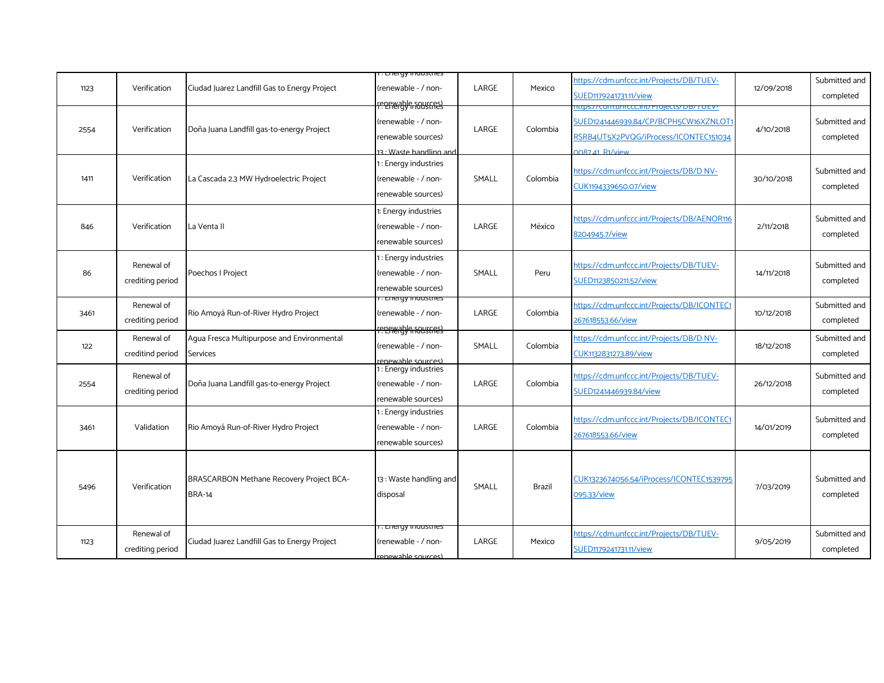| 1123 | Verification | Ciudad Juarez Landfill Gas to Energy Project | 1 : Energy industries (renewable - / non-renewable sources) | LARGE | Mexico | https://cdm.unfccc.int/Projects/DB/TUEV-SUED1179241731.11/view | 12/09/2018 | Submitted and completed |
|---|---|---|---|---|---|---|---|---|
| 2554 | Verification | Doña Juana Landfill gas-to-energy Project | 1 : Energy industries (renewable - / non-renewable sources) 13 : Waste handling and | LARGE | Colombia | https://cdm.unfccc.int/Projects/DB/TUEV-SUED1241446939.84/CP/BCPH5CW16XZNLOT1RSRB4UT5X2PVQG/iProcess/ICONTEC1510340087.41_B1/view | 4/10/2018 | Submitted and completed |
| 1411 | Verification | La Cascada 2.3 MW Hydroelectric Project | 1 : Energy industries (renewable - / non-renewable sources) | SMALL | Colombia | https://cdm.unfccc.int/Projects/DB/D NV-CUK1194339650.07/view | 30/10/2018 | Submitted and completed |
| 846 | Verification | La Venta II | 1: Energy industries (renewable - / non-renewable sources) | LARGE | México | https://cdm.unfccc.int/Projects/DB/AENOR1168204945.7/view | 2/11/2018 | Submitted and completed |
| 86 | Renewal of crediting period | Poechos I Project | 1 : Energy industries (renewable - / non-renewable sources) | SMALL | Peru | https://cdm.unfccc.int/Projects/DB/TUEV-SUED1123850211.52/view | 14/11/2018 | Submitted and completed |
| 3461 | Renewal of crediting period | Rio Amoyá Run-of-River Hydro Project | 1 : Energy industries (renewable - / non-renewable sources) | LARGE | Colombia | https://cdm.unfccc.int/Projects/DB/ICONTEC1267618553.66/view | 10/12/2018 | Submitted and completed |
| 122 | Renewal of creditind period | Agua Fresca Multipurpose and Environmental Services | 1 : Energy industries (renewable - / non-renewable sources) | SMALL | Colombia | https://cdm.unfccc.int/Projects/DB/D NV-CUK1132831273.89/view | 18/12/2018 | Submitted and completed |
| 2554 | Renewal of crediting period | Doña Juana Landfill gas-to-energy Project | 1 : Energy industries (renewable - / non-renewable sources) | LARGE | Colombia | https://cdm.unfccc.int/Projects/DB/TUEV-SUED1241446939.84/view | 26/12/2018 | Submitted and completed |
| 3461 | Validation | Rio Amoyá Run-of-River Hydro Project | 1 : Energy industries (renewable - / non-renewable sources) | LARGE | Colombia | https://cdm.unfccc.int/Projects/DB/ICONTEC1267618553.66/view | 14/01/2019 | Submitted and completed |
| 5496 | Verification | BRASCARBON Methane Recovery Project BCA-BRA-14 | 13 : Waste handling and disposal | SMALL | Brazil | CUK1323674056.54/iProcess/ICONTEC1539795095.33/view | 7/03/2019 | Submitted and completed |
| 1123 | Renewal of crediting period | Ciudad Juarez Landfill Gas to Energy Project | 1 : Energy industries (renewable - / non-renewable sources) | LARGE | Mexico | https://cdm.unfccc.int/Projects/DB/TUEV-SUED1179241731.11/view | 9/05/2019 | Submitted and completed |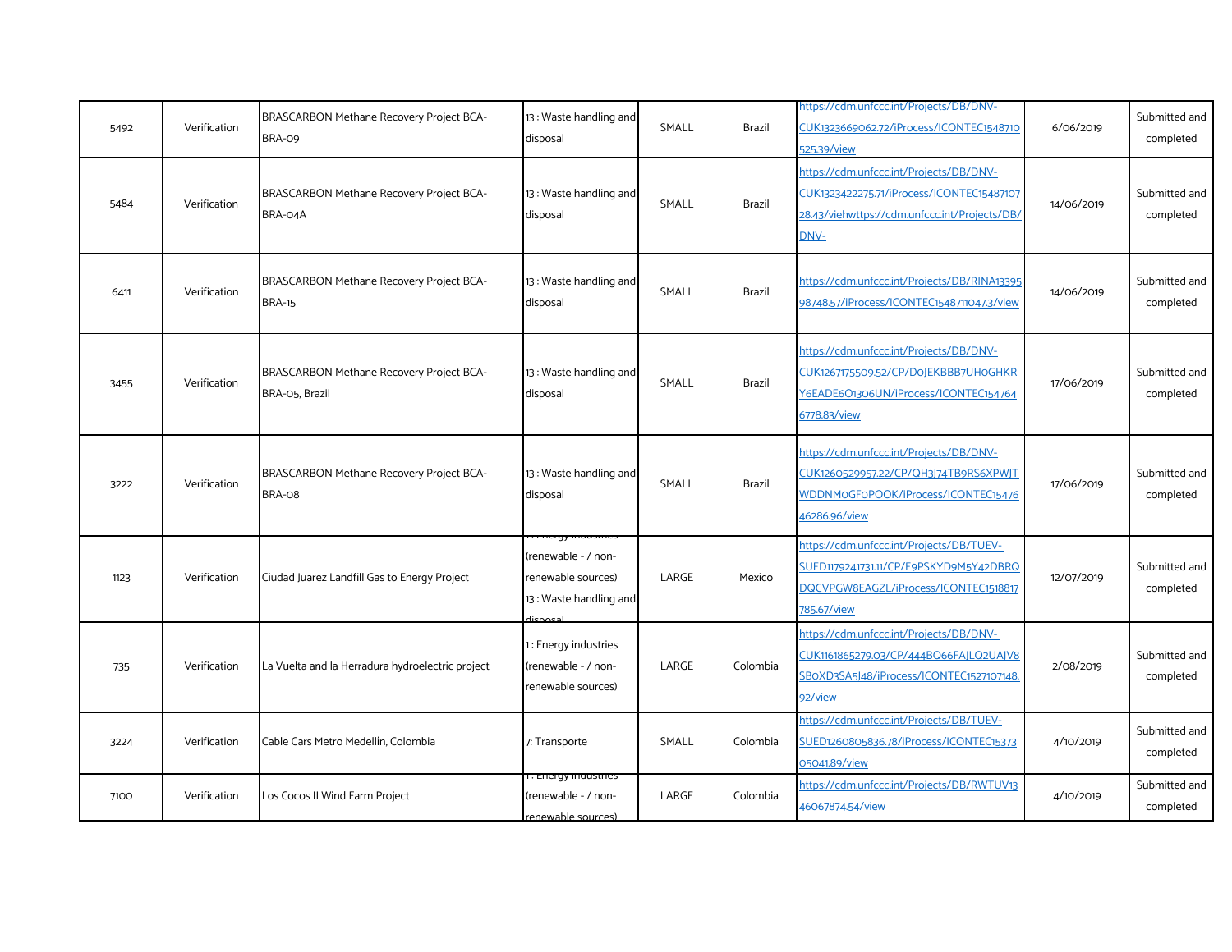| 5492 | Verification | BRASCARBON Methane Recovery Project BCA-BRA-09 | 13 : Waste handling and disposal | SMALL | Brazil | https://cdm.unfccc.int/Projects/DB/DNV-CUK1323669062.72/iProcess/ICONTEC1548710525.39/view | 6/06/2019 | Submitted and completed |
|---|---|---|---|---|---|---|---|---|
| 5484 | Verification | BRASCARBON Methane Recovery Project BCA-BRA-04A | 13 : Waste handling and disposal | SMALL | Brazil | https://cdm.unfccc.int/Projects/DB/DNV-CUK1323422275.71/iProcess/ICONTEC1548710728.43/viehwttps://cdm.unfccc.int/Projects/DB/DNV- | 14/06/2019 | Submitted and completed |
| 6411 | Verification | BRASCARBON Methane Recovery Project BCA-BRA-15 | 13 : Waste handling and disposal | SMALL | Brazil | https://cdm.unfccc.int/Projects/DB/RINA1339598748.57/iProcess/ICONTEC1548711047.3/view | 14/06/2019 | Submitted and completed |
| 3455 | Verification | BRASCARBON Methane Recovery Project BCA-BRA-05, Brazil | 13 : Waste handling and disposal | SMALL | Brazil | https://cdm.unfccc.int/Projects/DB/DNV-CUK1267175509.52/CP/D0JEKBBB7UH0GHKRY6EADE6O1306UN/iProcess/ICONTEC1547646778.83/view | 17/06/2019 | Submitted and completed |
| 3222 | Verification | BRASCARBON Methane Recovery Project BCA-BRA-08 | 13 : Waste handling and disposal | SMALL | Brazil | https://cdm.unfccc.int/Projects/DB/DNV-CUK1260529957.22/CP/QH3J74TB9RS6XPWJTWDDNM0GF0POOK/iProcess/ICONTEC1547646286.96/view | 17/06/2019 | Submitted and completed |
| 1123 | Verification | Ciudad Juarez Landfill Gas to Energy Project | 1 : Energy industries (renewable - / non-renewable sources) 13 : Waste handling and disposal | LARGE | Mexico | https://cdm.unfccc.int/Projects/DB/TUEV-SUED1179241731.11/CP/E9PSKYD9M5Y42DBRQDQCVPGW8EAGZL/iProcess/ICONTEC1518817785.67/view | 12/07/2019 | Submitted and completed |
| 735 | Verification | La Vuelta and la Herradura hydroelectric project | 1 : Energy industries (renewable - / non-renewable sources) | LARGE | Colombia | https://cdm.unfccc.int/Projects/DB/DNV-CUK1161865279.03/CP/444BQ66FAJLQ2UAJV8SBOXD3SA5J48/iProcess/ICONTEC1527107148.92/view | 2/08/2019 | Submitted and completed |
| 3224 | Verification | Cable Cars Metro Medellin, Colombia | 7: Transporte | SMALL | Colombia | https://cdm.unfccc.int/Projects/DB/TUEV-SUED1260805836.78/iProcess/ICONTEC1537305041.89/view | 4/10/2019 | Submitted and completed |
| 7100 | Verification | Los Cocos II Wind Farm Project | 1 : Energy industries (renewable - / non-renewable sources) | LARGE | Colombia | https://cdm.unfccc.int/Projects/DB/RWTUV1346067874.54/view | 4/10/2019 | Submitted and completed |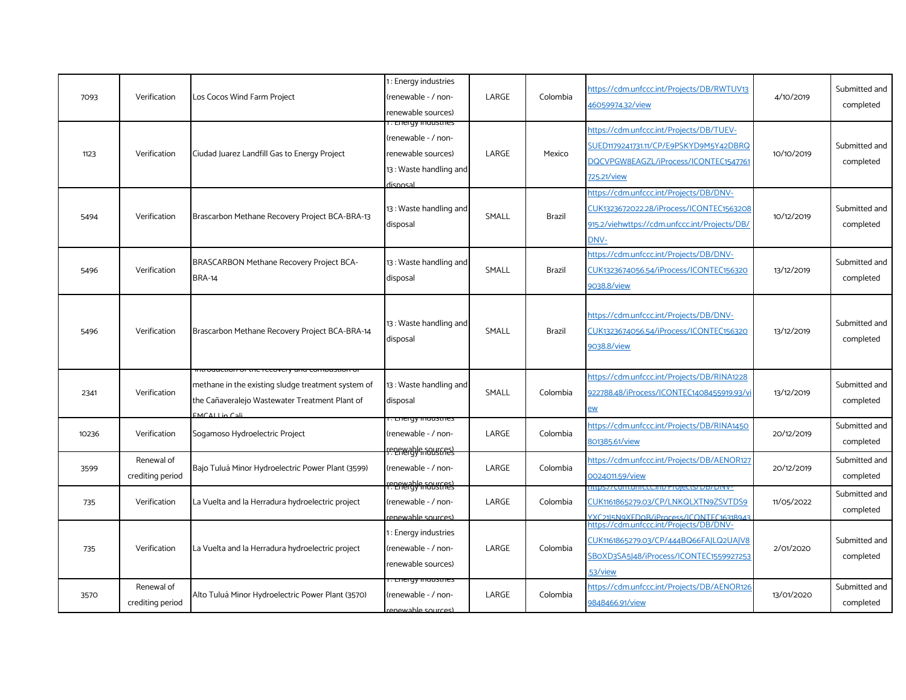| 7093 | Verification | Los Cocos Wind Farm Project | 1 : Energy industries (renewable - / non-renewable sources) | LARGE | Colombia | https://cdm.unfccc.int/Projects/DB/RWTUV1346059974.32/view | 4/10/2019 | Submitted and completed |
|---|---|---|---|---|---|---|---|---|
| 1123 | Verification | Ciudad Juarez Landfill Gas to Energy Project | 1 : Energy industries (renewable - / non-renewable sources) 13 : Waste handling and disposal | LARGE | Mexico | https://cdm.unfccc.int/Projects/DB/TUEV-SUED1179241731.11/CP/E9PSKYD9M5Y42DBRQDQCVPGW8EAGZL/iProcess/ICONTEC1547761725.21/view | 10/10/2019 | Submitted and completed |
| 5494 | Verification | Brascarbon Methane Recovery Project BCA-BRA-13 | 13 : Waste handling and disposal | SMALL | Brazil | https://cdm.unfccc.int/Projects/DB/DNV-CUK1323672022.28/iProcess/ICONTEC1563208915.2/viehwttps://cdm.unfccc.int/Projects/DB/DNV- | 10/12/2019 | Submitted and completed |
| 5496 | Verification | BRASCARBON Methane Recovery Project BCA-BRA-14 | 13 : Waste handling and disposal | SMALL | Brazil | https://cdm.unfccc.int/Projects/DB/DNV-CUK1323674056.54/iProcess/ICONTEC1563209038.8/view | 13/12/2019 | Submitted and completed |
| 5496 | Verification | Brascarbon Methane Recovery Project BCA-BRA-14 | 13 : Waste handling and disposal | SMALL | Brazil | https://cdm.unfccc.int/Projects/DB/DNV-CUK1323674056.54/iProcess/ICONTEC1563209038.8/view | 13/12/2019 | Submitted and completed |
| 2341 | Verification | Introduction of the recovery and combustion of methane in the existing sludge treatment system of the Cañaveralejo Wastewater Treatment Plant of EMCALI in Cali | 13 : Waste handling and disposal | SMALL | Colombia | https://cdm.unfccc.int/Projects/DB/RINA1228922788.48/iProcess/ICONTEC1408455919.93/view | 13/12/2019 | Submitted and completed |
| 10236 | Verification | Sogamoso Hydroelectric Project | 1 : Energy industries (renewable - / non-renewable sources) | LARGE | Colombia | https://cdm.unfccc.int/Projects/DB/RINA1450801385.61/view | 20/12/2019 | Submitted and completed |
| 3599 | Renewal of crediting period | Bajo Tuluá Minor Hydroelectric Power Plant (3599) | 1 : Energy industries (renewable - / non-renewable sources) | LARGE | Colombia | https://cdm.unfccc.int/Projects/DB/AENOR1270024011.59/view | 20/12/2019 | Submitted and completed |
| 735 | Verification | La Vuelta and la Herradura hydroelectric project | 1 : Energy industries (renewable - / non-renewable sources) | LARGE | Colombia | https://cdm.unfccc.int/Projects/DB/DNV-CUK1161865279.03/CP/LNKQLXTN9ZSVTDS9YXC21I5N9XFD0B/iProcess/ICONTEC16318943 | 11/05/2022 | Submitted and completed |
| 735 | Verification | La Vuelta and la Herradura hydroelectric project | 1 : Energy industries (renewable - / non-renewable sources) | LARGE | Colombia | https://cdm.unfccc.int/Projects/DB/DNV-CUK1161865279.03/CP/444BQ66FAJLQ2UAJV8SB0XD3SA5J48/iProcess/ICONTEC1559927253.53/view | 2/01/2020 | Submitted and completed |
| 3570 | Renewal of crediting period | Alto Tuluá Minor Hydroelectric Power Plant (3570) | 1 : Energy industries (renewable - / non-renewable sources) | LARGE | Colombia | https://cdm.unfccc.int/Projects/DB/AENOR1269848466.91/view | 13/01/2020 | Submitted and completed |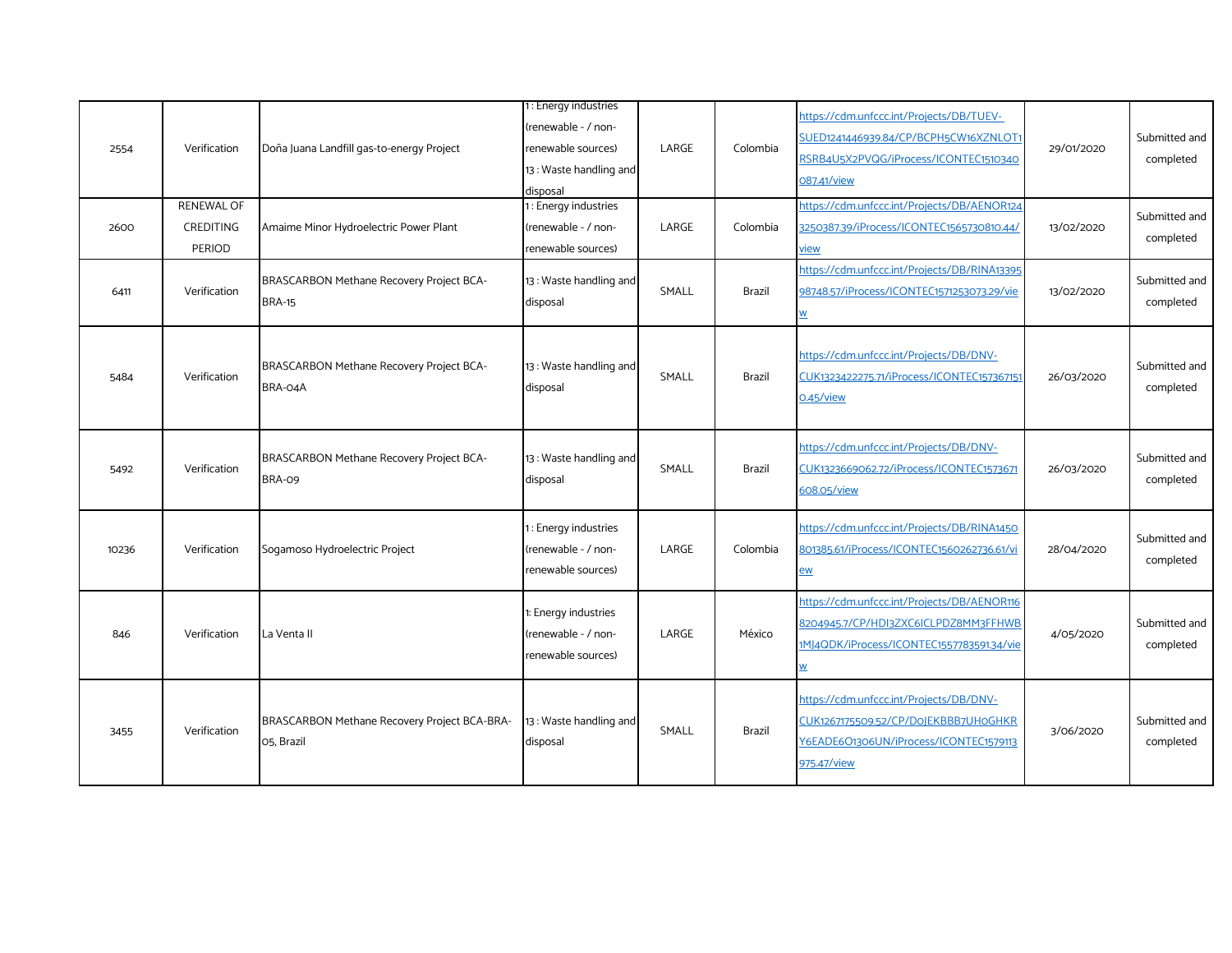| | | | | | | | | |
|---|---|---|---|---|---|---|---|---|
| 2554 | Verification | Doña Juana Landfill gas-to-energy Project | 1 : Energy industries (renewable - / non-renewable sources) 13 : Waste handling and disposal | LARGE | Colombia | https://cdm.unfccc.int/Projects/DB/TUEV-SUED1241446939.84/CP/BCPH5CW16XZNLOT1RSRB4U5X2PVQG/iProcess/ICONTEC1510340087.41/view | 29/01/2020 | Submitted and completed |
| 2600 | RENEWAL OF CREDITING PERIOD | Amaime Minor Hydroelectric Power Plant | 1 : Energy industries (renewable - / non-renewable sources) | LARGE | Colombia | https://cdm.unfccc.int/Projects/DB/AENOR1243250387.39/iProcess/ICONTEC1565730810.44/view | 13/02/2020 | Submitted and completed |
| 6411 | Verification | BRASCARBON Methane Recovery Project BCA-BRA-15 | 13 : Waste handling and disposal | SMALL | Brazil | https://cdm.unfccc.int/Projects/DB/RINA1339598748.57/iProcess/ICONTEC1571253073.29/view | 13/02/2020 | Submitted and completed |
| 5484 | Verification | BRASCARBON Methane Recovery Project BCA-BRA-04A | 13 : Waste handling and disposal | SMALL | Brazil | https://cdm.unfccc.int/Projects/DB/DNV-CUK1323422275.71/iProcess/ICONTEC1573671510.45/view | 26/03/2020 | Submitted and completed |
| 5492 | Verification | BRASCARBON Methane Recovery Project BCA-BRA-09 | 13 : Waste handling and disposal | SMALL | Brazil | https://cdm.unfccc.int/Projects/DB/DNV-CUK1323669062.72/iProcess/ICONTEC1573671608.05/view | 26/03/2020 | Submitted and completed |
| 10236 | Verification | Sogamoso Hydroelectric Project | 1 : Energy industries (renewable - / non-renewable sources) | LARGE | Colombia | https://cdm.unfccc.int/Projects/DB/RINA1450801385.61/iProcess/ICONTEC1560262736.61/view | 28/04/2020 | Submitted and completed |
| 846 | Verification | La Venta II | 1: Energy industries (renewable - / non-renewable sources) | LARGE | México | https://cdm.unfccc.int/Projects/DB/AENOR1168204945.7/CP/HDI3ZXC6ICLPDZ8MM3FFHWB1MJ4QDK/iProcess/ICONTEC1557783591.34/view | 4/05/2020 | Submitted and completed |
| 3455 | Verification | BRASCARBON Methane Recovery Project BCA-BRA-05, Brazil | 13 : Waste handling and disposal | SMALL | Brazil | https://cdm.unfccc.int/Projects/DB/DNV-CUK1267175509.52/CP/DOJEKBBB7UHOGHKRY6EADE6O1306UN/iProcess/ICONTEC1579113975.47/view | 3/06/2020 | Submitted and completed |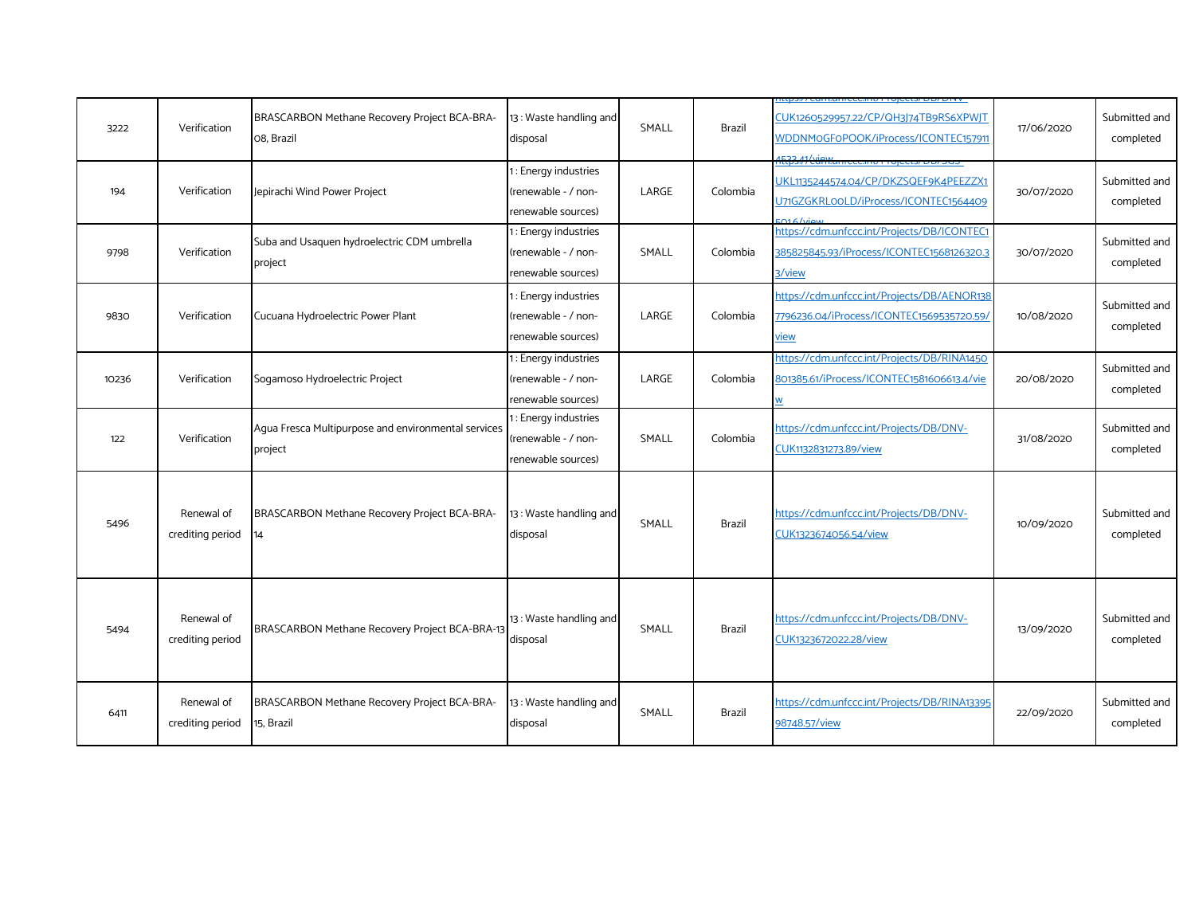| 3222 | Verification | BRASCARBON Methane Recovery Project BCA-BRA-08, Brazil | 13 : Waste handling and disposal | SMALL | Brazil | https://cdm.unfccc.int/Projects/DB/DNV-CUK1260529957.22/CP/QH3J74TB9RS6XPWJTWDDNM0GF0POOK/iProcess/ICONTEC1579114532.41/view | 17/06/2020 | Submitted and completed |
|---|---|---|---|---|---|---|---|---|
| 194 | Verification | Jepirachi Wind Power Project | 1 : Energy industries (renewable - / non-renewable sources) | LARGE | Colombia | https://cdm.unfccc.int/Projects/DB/SGS-UKL1135244574.04/CP/DKZSQEF9K4PEEZZX1U71GZGKRL0OLD/iProcess/ICONTEC15644095016/view | 30/07/2020 | Submitted and completed |
| 9798 | Verification | Suba and Usaquen hydroelectric CDM umbrella project | 1 : Energy industries (renewable - / non-renewable sources) | SMALL | Colombia | https://cdm.unfccc.int/Projects/DB/ICONTEC1385825845.93/iProcess/ICONTEC1568126320.33/view | 30/07/2020 | Submitted and completed |
| 9830 | Verification | Cucuana Hydroelectric Power Plant | 1 : Energy industries (renewable - / non-renewable sources) | LARGE | Colombia | https://cdm.unfccc.int/Projects/DB/AENOR1387796236.04/iProcess/ICONTEC1569535720.59/view | 10/08/2020 | Submitted and completed |
| 10236 | Verification | Sogamoso Hydroelectric Project | 1 : Energy industries (renewable - / non-renewable sources) | LARGE | Colombia | https://cdm.unfccc.int/Projects/DB/RINA1450801385.61/iProcess/ICONTEC1581606613.4/view | 20/08/2020 | Submitted and completed |
| 122 | Verification | Agua Fresca Multipurpose and environmental services project | 1 : Energy industries (renewable - / non-renewable sources) | SMALL | Colombia | https://cdm.unfccc.int/Projects/DB/DNV-CUK1132831273.89/view | 31/08/2020 | Submitted and completed |
| 5496 | Renewal of crediting period | BRASCARBON Methane Recovery Project BCA-BRA-14 | 13 : Waste handling and disposal | SMALL | Brazil | https://cdm.unfccc.int/Projects/DB/DNV-CUK1323674056.54/view | 10/09/2020 | Submitted and completed |
| 5494 | Renewal of crediting period | BRASCARBON Methane Recovery Project BCA-BRA-13 | 13 : Waste handling and disposal | SMALL | Brazil | https://cdm.unfccc.int/Projects/DB/DNV-CUK1323672022.28/view | 13/09/2020 | Submitted and completed |
| 6411 | Renewal of crediting period | BRASCARBON Methane Recovery Project BCA-BRA-15, Brazil | 13 : Waste handling and disposal | SMALL | Brazil | https://cdm.unfccc.int/Projects/DB/RINA1339598748.57/view | 22/09/2020 | Submitted and completed |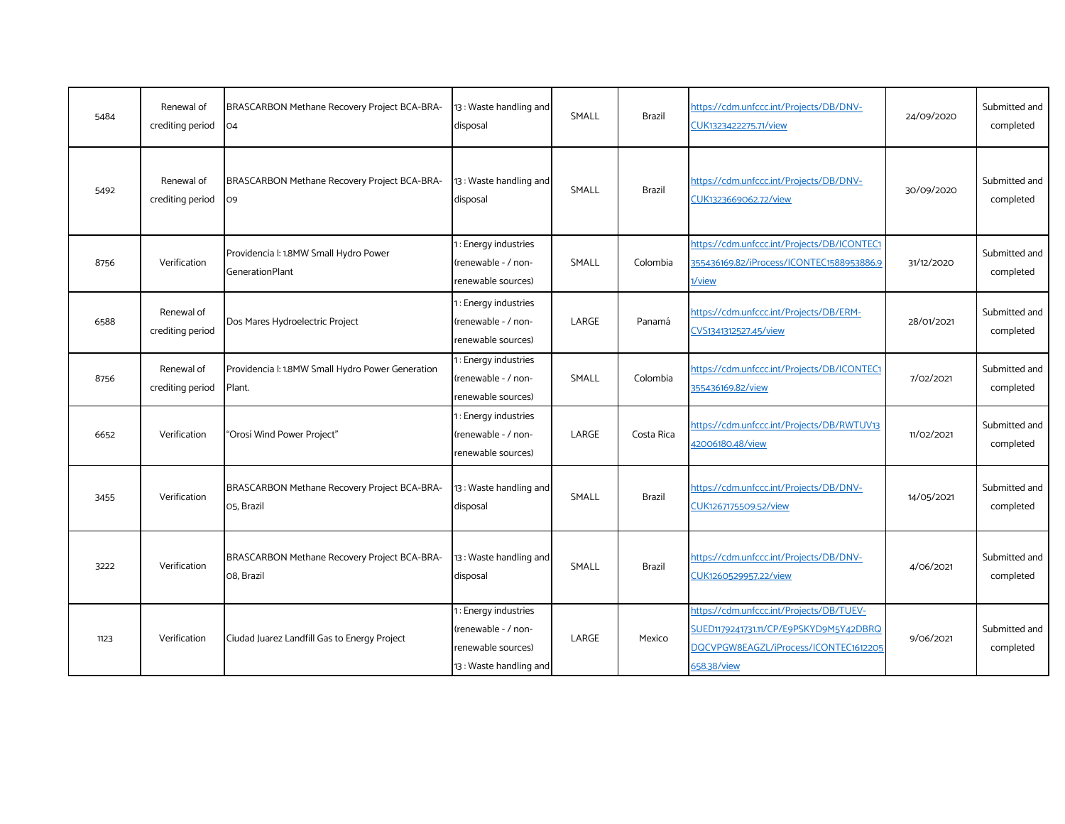| | | | | | | | | |
|---|---|---|---|---|---|---|---|---|
| 5484 | Renewal of crediting period | BRASCARBON Methane Recovery Project BCA-BRA-04 | 13 : Waste handling and disposal | SMALL | Brazil | https://cdm.unfccc.int/Projects/DB/DNV-CUK1323422275.71/view | 24/09/2020 | Submitted and completed |
| 5492 | Renewal of crediting period | BRASCARBON Methane Recovery Project BCA-BRA-09 | 13 : Waste handling and disposal | SMALL | Brazil | https://cdm.unfccc.int/Projects/DB/DNV-CUK1323669062.72/view | 30/09/2020 | Submitted and completed |
| 8756 | Verification | Providencia I: 1.8MW Small Hydro Power GenerationPlant | 1 : Energy industries (renewable - / non-renewable sources) | SMALL | Colombia | https://cdm.unfccc.int/Projects/DB/ICONTEC1355436169.82/iProcess/ICONTEC1588953886.91/view | 31/12/2020 | Submitted and completed |
| 6588 | Renewal of crediting period | Dos Mares Hydroelectric Project | 1 : Energy industries (renewable - / non-renewable sources) | LARGE | Panamá | https://cdm.unfccc.int/Projects/DB/ERM-CVS1341312527.45/view | 28/01/2021 | Submitted and completed |
| 8756 | Renewal of crediting period | Providencia I: 1.8MW Small Hydro Power Generation Plant. | 1 : Energy industries (renewable - / non-renewable sources) | SMALL | Colombia | https://cdm.unfccc.int/Projects/DB/ICONTEC1355436169.82/view | 7/02/2021 | Submitted and completed |
| 6652 | Verification | "Orosí Wind Power Project" | 1 : Energy industries (renewable - / non-renewable sources) | LARGE | Costa Rica | https://cdm.unfccc.int/Projects/DB/RWTUV1342006180.48/view | 11/02/2021 | Submitted and completed |
| 3455 | Verification | BRASCARBON Methane Recovery Project BCA-BRA-05, Brazil | 13 : Waste handling and disposal | SMALL | Brazil | https://cdm.unfccc.int/Projects/DB/DNV-CUK1267175509.52/view | 14/05/2021 | Submitted and completed |
| 3222 | Verification | BRASCARBON Methane Recovery Project BCA-BRA-08, Brazil | 13 : Waste handling and disposal | SMALL | Brazil | https://cdm.unfccc.int/Projects/DB/DNV-CUK1260529957.22/view | 4/06/2021 | Submitted and completed |
| 1123 | Verification | Ciudad Juarez Landfill Gas to Energy Project | 1 : Energy industries (renewable - / non-renewable sources) 13 : Waste handling and | LARGE | Mexico | https://cdm.unfccc.int/Projects/DB/TUEV-SUED1179241731.11/CP/E9PSKYD9M5Y42DBRQDQCVPGW8EAGZL/iProcess/ICONTEC1612205658.38/view | 9/06/2021 | Submitted and completed |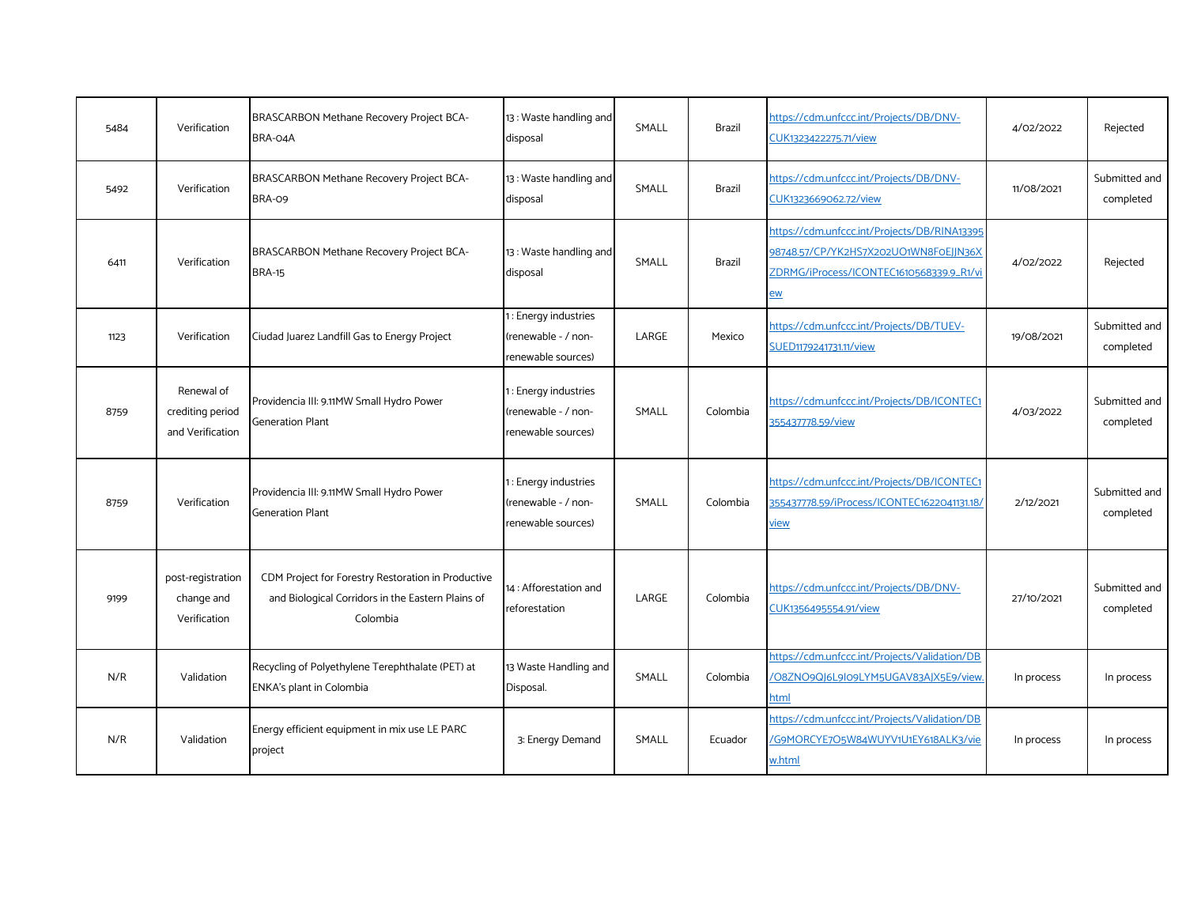| 5484 | Verification | BRASCARBON Methane Recovery Project BCA-BRA-04A | 13 : Waste handling and disposal | SMALL | Brazil | https://cdm.unfccc.int/Projects/DB/DNV-CUK1323422275.71/view | 4/02/2022 | Rejected |
|---|---|---|---|---|---|---|---|---|
| 5492 | Verification | BRASCARBON Methane Recovery Project BCA-BRA-09 | 13 : Waste handling and disposal | SMALL | Brazil | https://cdm.unfccc.int/Projects/DB/DNV-CUK1323669062.72/view | 11/08/2021 | Submitted and completed |
| 6411 | Verification | BRASCARBON Methane Recovery Project BCA-BRA-15 | 13 : Waste handling and disposal | SMALL | Brazil | https://cdm.unfccc.int/Projects/DB/RINA1339598748.57/CP/YK2HS7X202UO1WN8FOEJJN36XZDRMG/iProcess/ICONTEC1610568339.9_R1/view | 4/02/2022 | Rejected |
| 1123 | Verification | Ciudad Juarez Landfill Gas to Energy Project | 1 : Energy industries (renewable - / non-renewable sources) | LARGE | Mexico | https://cdm.unfccc.int/Projects/DB/TUEV-SUED1179241731.11/view | 19/08/2021 | Submitted and completed |
| 8759 | Renewal of crediting period and Verification | Providencia III: 9.11MW Small Hydro Power Generation Plant | 1 : Energy industries (renewable - / non-renewable sources) | SMALL | Colombia | https://cdm.unfccc.int/Projects/DB/ICONTEC1355437778.59/view | 4/03/2022 | Submitted and completed |
| 8759 | Verification | Providencia III: 9.11MW Small Hydro Power Generation Plant | 1 : Energy industries (renewable - / non-renewable sources) | SMALL | Colombia | https://cdm.unfccc.int/Projects/DB/ICONTEC1355437778.59/iProcess/ICONTEC1622041131.18/view | 2/12/2021 | Submitted and completed |
| 9199 | post-registration change and Verification | CDM Project for Forestry Restoration in Productive and Biological Corridors in the Eastern Plains of Colombia | 14 : Afforestation and reforestation | LARGE | Colombia | https://cdm.unfccc.int/Projects/DB/DNV-CUK1356495554.91/view | 27/10/2021 | Submitted and completed |
| N/R | Validation | Recycling of Polyethylene Terephthalate (PET) at ENKA's plant in Colombia | 13 Waste Handling and Disposal. | SMALL | Colombia | https://cdm.unfccc.int/Projects/Validation/DB/O8ZNO9QJ6L9IO9LYM5UGAV83AJX5E9/view.html | In process | In process |
| N/R | Validation | Energy efficient equipment in mix use LE PARC project | 3: Energy Demand | SMALL | Ecuador | https://cdm.unfccc.int/Projects/Validation/DB/G9MORCYE7O5W84WUYV1U1EY618ALK3/view.html | In process | In process |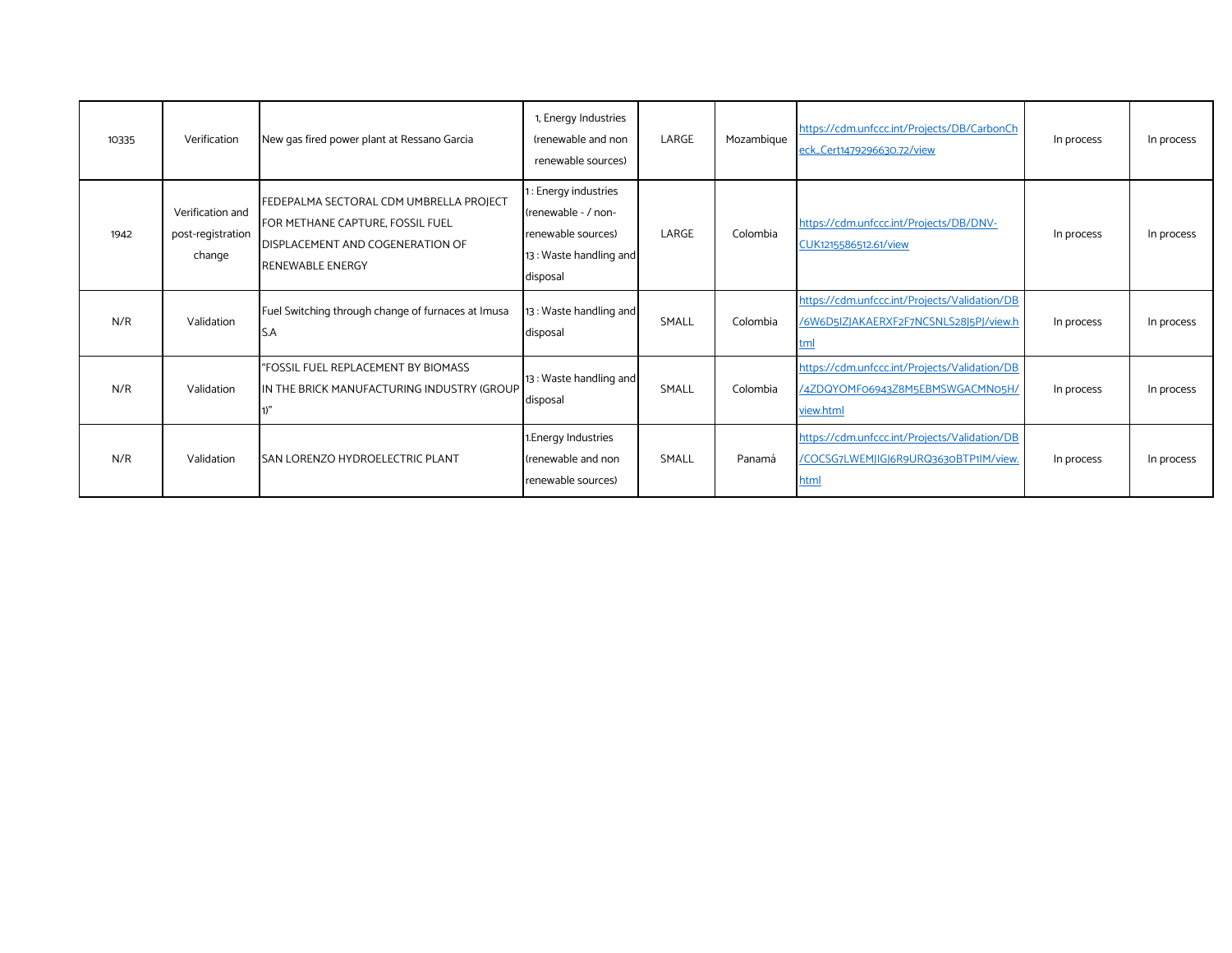| | | | | | | | | |
|---|---|---|---|---|---|---|---|---|
| 10335 | Verification | New gas fired power plant at Ressano Garcia | 1, Energy Industries (renewable and non renewable sources) | LARGE | Mozambique | https://cdm.unfccc.int/Projects/DB/CarbonCheck_Cert1479296630.72/view | In process | In process |
| 1942 | Verification and post-registration change | FEDEPALMA SECTORAL CDM UMBRELLA PROJECT FOR METHANE CAPTURE, FOSSIL FUEL DISPLACEMENT AND COGENERATION OF RENEWABLE ENERGY | 1 : Energy industries (renewable - / non-renewable sources) 13 : Waste handling and disposal | LARGE | Colombia | https://cdm.unfccc.int/Projects/DB/DNV-CUK1215586512.61/view | In process | In process |
| N/R | Validation | Fuel Switching through change of furnaces at Imusa S.A | 13 : Waste handling and disposal | SMALL | Colombia | https://cdm.unfccc.int/Projects/Validation/DB/6W6D5IZJAKAERXF2F7NCSNLS28J5PJ/view.html | In process | In process |
| N/R | Validation | "FOSSIL FUEL REPLACEMENT BY BIOMASS IN THE BRICK MANUFACTURING INDUSTRY (GROUP 1)" | 13 : Waste handling and disposal | SMALL | Colombia | https://cdm.unfccc.int/Projects/Validation/DB/4ZDQYOMF06943Z8M5EBMSWGACMN05H/view.html | In process | In process |
| N/R | Validation | SAN LORENZO HYDROELECTRIC PLANT | 1.Energy Industries (renewable and non renewable sources) | SMALL | Panamá | https://cdm.unfccc.int/Projects/Validation/DB/COCSG7LWEMJIGJ6R9URQ3630BTP1IM/view.html | In process | In process |